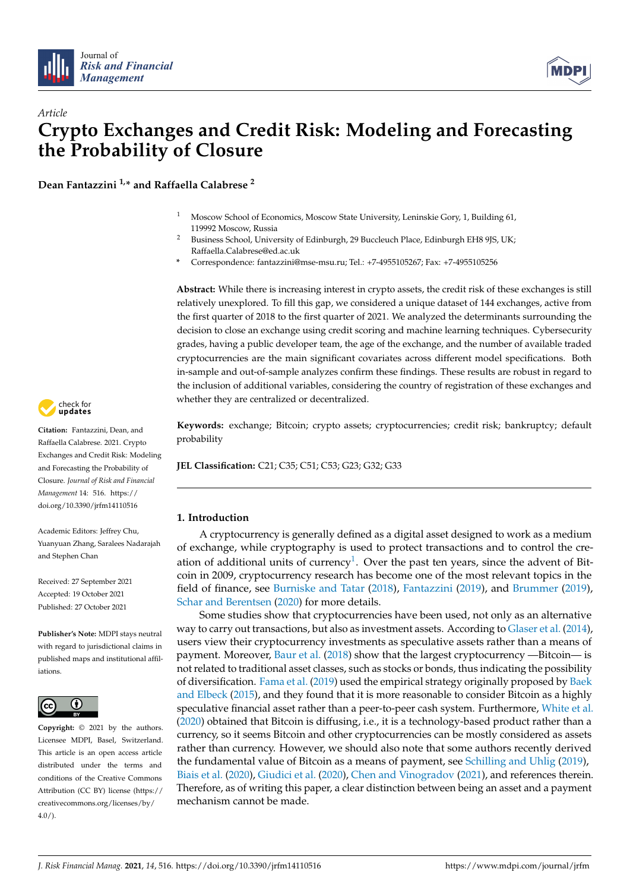*Article*

# Crypto Exchanges and Credit Risk: Modeling and Forecasting the Probability of Closure

**Dean Fantazzini [1,*] and Raffaella Calabrese [2]**

[1] Moscow School of Economics, Moscow State University, Leninskie Gory, 1, Building 61, 119992 Moscow, Russia

[2] Business School, University of Edinburgh, 29 Buccleuch Place, Edinburgh EH8 9JS, UK; Raffaella.Calabrese@ed.ac.uk

\* Correspondence: fantazzini@mse-msu.ru; Tel.: +7-4955105267; Fax: +7-4955105256

**Abstract:** While there is increasing interest in crypto assets, the credit risk of these exchanges is still relatively unexplored. To fill this gap, we considered a unique dataset of 144 exchanges, active from the first quarter of 2018 to the first quarter of 2021. We analyzed the determinants surrounding the decision to close an exchange using credit scoring and machine learning techniques. Cybersecurity grades, having a public developer team, the age of the exchange, and the number of available traded cryptocurrencies are the main significant covariates across different model specifications. Both in-sample and out-of-sample analyzes confirm these findings. These results are robust in regard to the inclusion of additional variables, considering the country of registration of these exchanges and whether they are centralized or decentralized.

**Keywords:** exchange; Bitcoin; crypto assets; cryptocurrencies; credit risk; bankruptcy; default probability

**JEL Classification:** C21; C35; C51; C53; G23; G32; G33

**Citation:** Fantazzini, Dean, and Raffaella Calabrese. 2021. Crypto Exchanges and Credit Risk: Modeling and Forecasting the Probability of Closure. *Journal of Risk and Financial Management* 14: 516. https://doi.org/10.3390/jrfm14110516

Academic Editors: Jeffrey Chu, Yuanyuan Zhang, Saralees Nadarajah and Stephen Chan

Received: 27 September 2021
Accepted: 19 October 2021
Published: 27 October 2021

**Publisher's Note:** MDPI stays neutral with regard to jurisdictional claims in published maps and institutional affiliations.

**Copyright:** © 2021 by the authors. Licensee MDPI, Basel, Switzerland. This article is an open access article distributed under the terms and conditions of the Creative Commons Attribution (CC BY) license (https://creativecommons.org/licenses/by/4.0/).

## 1. Introduction

A cryptocurrency is generally defined as a digital asset designed to work as a medium of exchange, while cryptography is used to protect transactions and to control the creation of additional units of currency[1]. Over the past ten years, since the advent of Bitcoin in 2009, cryptocurrency research has become one of the most relevant topics in the field of finance, see Burniske and Tatar (2018), Fantazzini (2019), and Brummer (2019), Schar and Berentsen (2020) for more details.

Some studies show that cryptocurrencies have been used, not only as an alternative way to carry out transactions, but also as investment assets. According to Glaser et al. (2014), users view their cryptocurrency investments as speculative assets rather than a means of payment. Moreover, Baur et al. (2018) show that the largest cryptocurrency —Bitcoin— is not related to traditional asset classes, such as stocks or bonds, thus indicating the possibility of diversification. Fama et al. (2019) used the empirical strategy originally proposed by Baek and Elbeck (2015), and they found that it is more reasonable to consider Bitcoin as a highly speculative financial asset rather than a peer-to-peer cash system. Furthermore, White et al. (2020) obtained that Bitcoin is diffusing, i.e., it is a technology-based product rather than a currency, so it seems Bitcoin and other cryptocurrencies can be mostly considered as assets rather than currency. However, we should also note that some authors recently derived the fundamental value of Bitcoin as a means of payment, see Schilling and Uhlig (2019), Biais et al. (2020), Giudici et al. (2020), Chen and Vinogradov (2021), and references therein. Therefore, as of writing this paper, a clear distinction between being an asset and a payment mechanism cannot be made.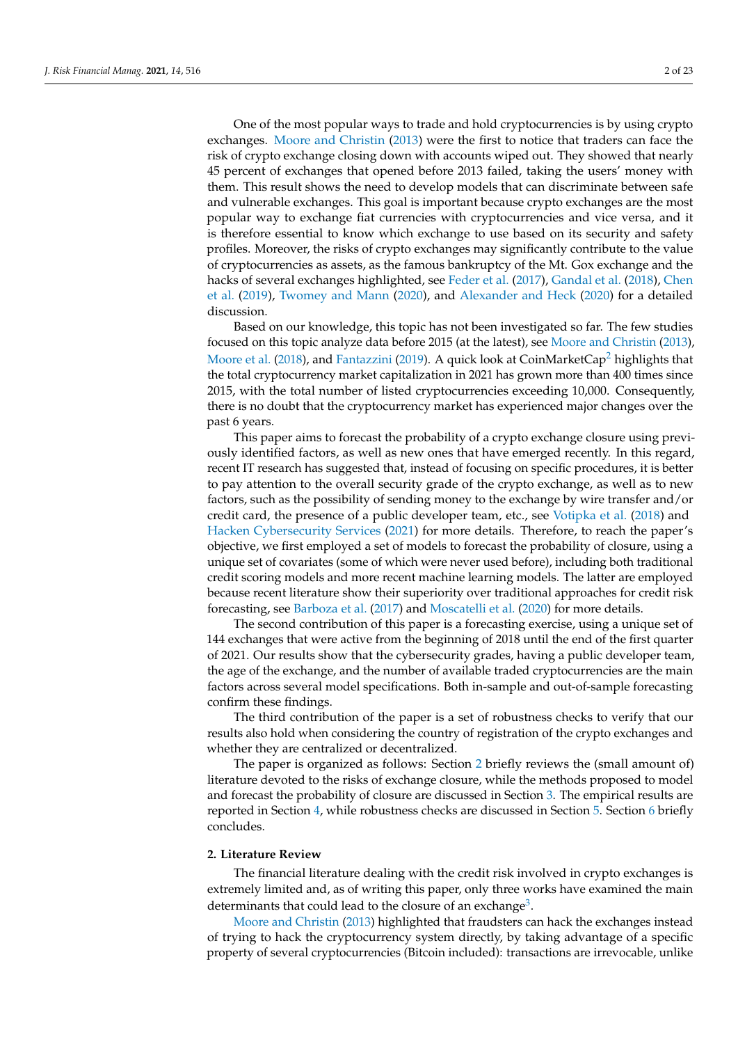One of the most popular ways to trade and hold cryptocurrencies is by using crypto exchanges. Moore and Christin (2013) were the first to notice that traders can face the risk of crypto exchange closing down with accounts wiped out. They showed that nearly 45 percent of exchanges that opened before 2013 failed, taking the users' money with them. This result shows the need to develop models that can discriminate between safe and vulnerable exchanges. This goal is important because crypto exchanges are the most popular way to exchange fiat currencies with cryptocurrencies and vice versa, and it is therefore essential to know which exchange to use based on its security and safety profiles. Moreover, the risks of crypto exchanges may significantly contribute to the value of cryptocurrencies as assets, as the famous bankruptcy of the Mt. Gox exchange and the hacks of several exchanges highlighted, see Feder et al. (2017), Gandal et al. (2018), Chen et al. (2019), Twomey and Mann (2020), and Alexander and Heck (2020) for a detailed discussion.

Based on our knowledge, this topic has not been investigated so far. The few studies focused on this topic analyze data before 2015 (at the latest), see Moore and Christin (2013), Moore et al. (2018), and Fantazzini (2019). A quick look at CoinMarketCap[2] highlights that the total cryptocurrency market capitalization in 2021 has grown more than 400 times since 2015, with the total number of listed cryptocurrencies exceeding 10,000. Consequently, there is no doubt that the cryptocurrency market has experienced major changes over the past 6 years.

This paper aims to forecast the probability of a crypto exchange closure using previously identified factors, as well as new ones that have emerged recently. In this regard, recent IT research has suggested that, instead of focusing on specific procedures, it is better to pay attention to the overall security grade of the crypto exchange, as well as to new factors, such as the possibility of sending money to the exchange by wire transfer and/or credit card, the presence of a public developer team, etc., see Votipka et al. (2018) and Hacken Cybersecurity Services (2021) for more details. Therefore, to reach the paper's objective, we first employed a set of models to forecast the probability of closure, using a unique set of covariates (some of which were never used before), including both traditional credit scoring models and more recent machine learning models. The latter are employed because recent literature show their superiority over traditional approaches for credit risk forecasting, see Barboza et al. (2017) and Moscatelli et al. (2020) for more details.

The second contribution of this paper is a forecasting exercise, using a unique set of 144 exchanges that were active from the beginning of 2018 until the end of the first quarter of 2021. Our results show that the cybersecurity grades, having a public developer team, the age of the exchange, and the number of available traded cryptocurrencies are the main factors across several model specifications. Both in-sample and out-of-sample forecasting confirm these findings.

The third contribution of the paper is a set of robustness checks to verify that our results also hold when considering the country of registration of the crypto exchanges and whether they are centralized or decentralized.

The paper is organized as follows: Section 2 briefly reviews the (small amount of) literature devoted to the risks of exchange closure, while the methods proposed to model and forecast the probability of closure are discussed in Section 3. The empirical results are reported in Section 4, while robustness checks are discussed in Section 5. Section 6 briefly concludes.

## 2. Literature Review

The financial literature dealing with the credit risk involved in crypto exchanges is extremely limited and, as of writing this paper, only three works have examined the main determinants that could lead to the closure of an exchange[3].

Moore and Christin (2013) highlighted that fraudsters can hack the exchanges instead of trying to hack the cryptocurrency system directly, by taking advantage of a specific property of several cryptocurrencies (Bitcoin included): transactions are irrevocable, unlike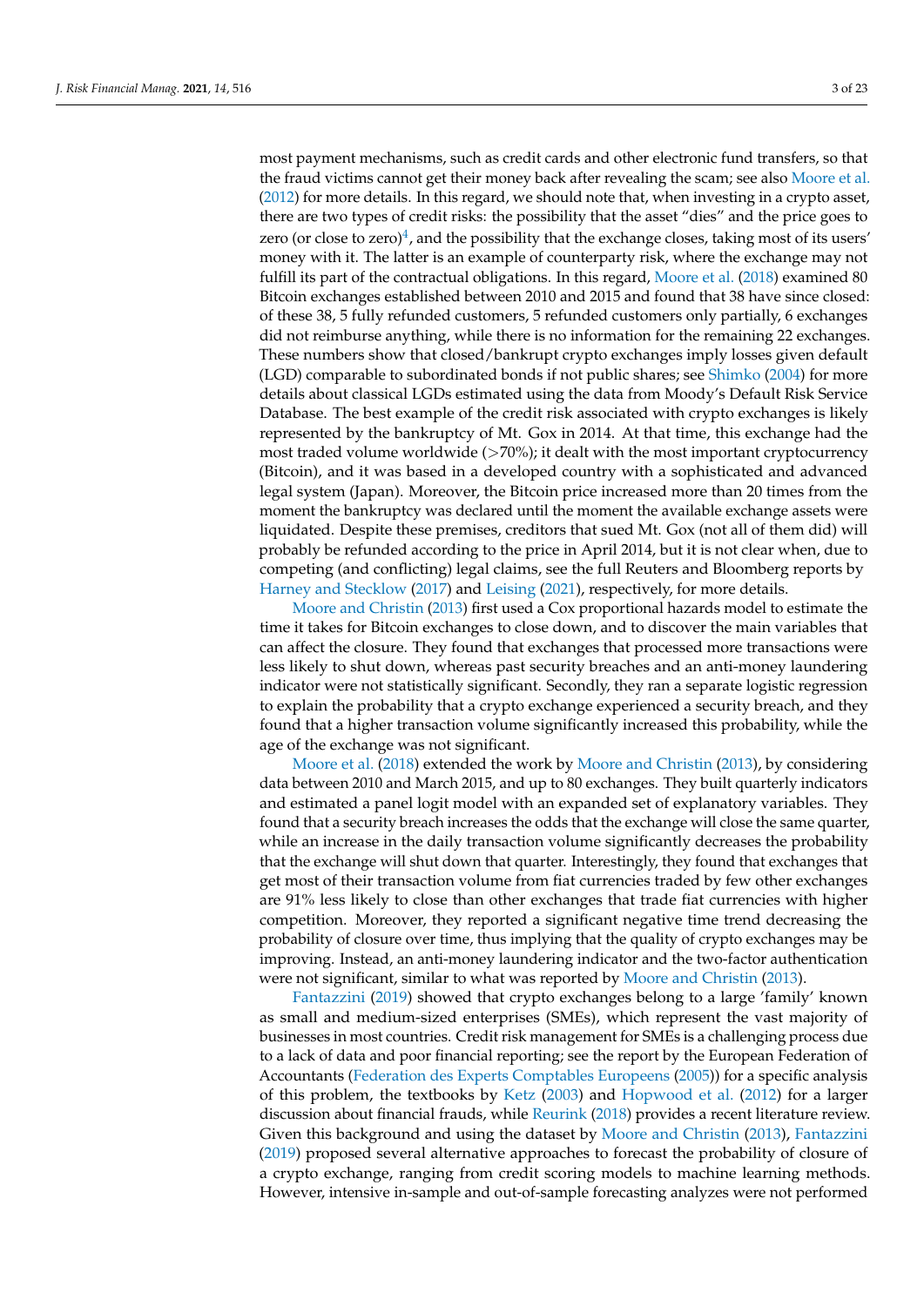most payment mechanisms, such as credit cards and other electronic fund transfers, so that the fraud victims cannot get their money back after revealing the scam; see also Moore et al. (2012) for more details. In this regard, we should note that, when investing in a crypto asset, there are two types of credit risks: the possibility that the asset "dies" and the price goes to zero (or close to zero)[4], and the possibility that the exchange closes, taking most of its users' money with it. The latter is an example of counterparty risk, where the exchange may not fulfill its part of the contractual obligations. In this regard, Moore et al. (2018) examined 80 Bitcoin exchanges established between 2010 and 2015 and found that 38 have since closed: of these 38, 5 fully refunded customers, 5 refunded customers only partially, 6 exchanges did not reimburse anything, while there is no information for the remaining 22 exchanges. These numbers show that closed/bankrupt crypto exchanges imply losses given default (LGD) comparable to subordinated bonds if not public shares; see Shimko (2004) for more details about classical LGDs estimated using the data from Moody's Default Risk Service Database. The best example of the credit risk associated with crypto exchanges is likely represented by the bankruptcy of Mt. Gox in 2014. At that time, this exchange had the most traded volume worldwide (>70%); it dealt with the most important cryptocurrency (Bitcoin), and it was based in a developed country with a sophisticated and advanced legal system (Japan). Moreover, the Bitcoin price increased more than 20 times from the moment the bankruptcy was declared until the moment the available exchange assets were liquidated. Despite these premises, creditors that sued Mt. Gox (not all of them did) will probably be refunded according to the price in April 2014, but it is not clear when, due to competing (and conflicting) legal claims, see the full Reuters and Bloomberg reports by Harney and Stecklow (2017) and Leising (2021), respectively, for more details.

Moore and Christin (2013) first used a Cox proportional hazards model to estimate the time it takes for Bitcoin exchanges to close down, and to discover the main variables that can affect the closure. They found that exchanges that processed more transactions were less likely to shut down, whereas past security breaches and an anti-money laundering indicator were not statistically significant. Secondly, they ran a separate logistic regression to explain the probability that a crypto exchange experienced a security breach, and they found that a higher transaction volume significantly increased this probability, while the age of the exchange was not significant.

Moore et al. (2018) extended the work by Moore and Christin (2013), by considering data between 2010 and March 2015, and up to 80 exchanges. They built quarterly indicators and estimated a panel logit model with an expanded set of explanatory variables. They found that a security breach increases the odds that the exchange will close the same quarter, while an increase in the daily transaction volume significantly decreases the probability that the exchange will shut down that quarter. Interestingly, they found that exchanges that get most of their transaction volume from fiat currencies traded by few other exchanges are 91% less likely to close than other exchanges that trade fiat currencies with higher competition. Moreover, they reported a significant negative time trend decreasing the probability of closure over time, thus implying that the quality of crypto exchanges may be improving. Instead, an anti-money laundering indicator and the two-factor authentication were not significant, similar to what was reported by Moore and Christin (2013).

Fantazzini (2019) showed that crypto exchanges belong to a large 'family' known as small and medium-sized enterprises (SMEs), which represent the vast majority of businesses in most countries. Credit risk management for SMEs is a challenging process due to a lack of data and poor financial reporting; see the report by the European Federation of Accountants (Federation des Experts Comptables Europeens (2005)) for a specific analysis of this problem, the textbooks by Ketz (2003) and Hopwood et al. (2012) for a larger discussion about financial frauds, while Reurink (2018) provides a recent literature review. Given this background and using the dataset by Moore and Christin (2013), Fantazzini (2019) proposed several alternative approaches to forecast the probability of closure of a crypto exchange, ranging from credit scoring models to machine learning methods. However, intensive in-sample and out-of-sample forecasting analyzes were not performed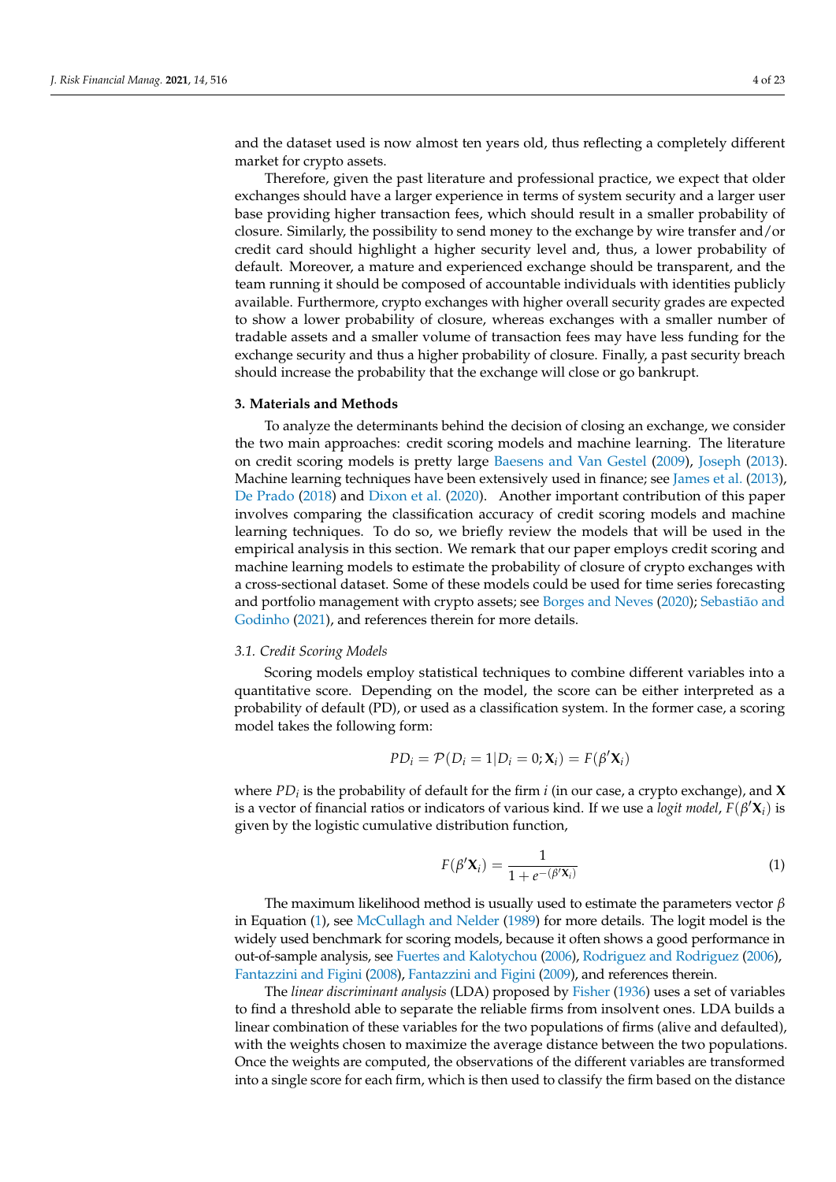and the dataset used is now almost ten years old, thus reflecting a completely different market for crypto assets.

Therefore, given the past literature and professional practice, we expect that older exchanges should have a larger experience in terms of system security and a larger user base providing higher transaction fees, which should result in a smaller probability of closure. Similarly, the possibility to send money to the exchange by wire transfer and/or credit card should highlight a higher security level and, thus, a lower probability of default. Moreover, a mature and experienced exchange should be transparent, and the team running it should be composed of accountable individuals with identities publicly available. Furthermore, crypto exchanges with higher overall security grades are expected to show a lower probability of closure, whereas exchanges with a smaller number of tradable assets and a smaller volume of transaction fees may have less funding for the exchange security and thus a higher probability of closure. Finally, a past security breach should increase the probability that the exchange will close or go bankrupt.

## 3. Materials and Methods

To analyze the determinants behind the decision of closing an exchange, we consider the two main approaches: credit scoring models and machine learning. The literature on credit scoring models is pretty large Baesens and Van Gestel (2009), Joseph (2013). Machine learning techniques have been extensively used in finance; see James et al. (2013), De Prado (2018) and Dixon et al. (2020). Another important contribution of this paper involves comparing the classification accuracy of credit scoring models and machine learning techniques. To do so, we briefly review the models that will be used in the empirical analysis in this section. We remark that our paper employs credit scoring and machine learning models to estimate the probability of closure of crypto exchanges with a cross-sectional dataset. Some of these models could be used for time series forecasting and portfolio management with crypto assets; see Borges and Neves (2020); Sebastião and Godinho (2021), and references therein for more details.

### 3.1. Credit Scoring Models

Scoring models employ statistical techniques to combine different variables into a quantitative score. Depending on the model, the score can be either interpreted as a probability of default (PD), or used as a classification system. In the former case, a scoring model takes the following form:

$$PD_i = \mathcal{P}(D_i = 1 | D_i = 0; \mathbf{X}_i) = F(\beta' \mathbf{X}_i)$$

where $PD_i$ is the probability of default for the firm $i$ (in our case, a crypto exchange), and $\mathbf{X}$ is a vector of financial ratios or indicators of various kind. If we use a *logit model*, $F(\beta' \mathbf{X}_i)$ is given by the logistic cumulative distribution function,

$$F(\beta' \mathbf{X}_i) = \frac{1}{1 + e^{-(\beta' \mathbf{X}_i)}} \tag{1}$$

The maximum likelihood method is usually used to estimate the parameters vector $\beta$ in Equation (1), see McCullagh and Nelder (1989) for more details. The logit model is the widely used benchmark for scoring models, because it often shows a good performance in out-of-sample analysis, see Fuertes and Kalotychou (2006), Rodriguez and Rodriguez (2006), Fantazzini and Figini (2008), Fantazzini and Figini (2009), and references therein.

The *linear discriminant analysis* (LDA) proposed by Fisher (1936) uses a set of variables to find a threshold able to separate the reliable firms from insolvent ones. LDA builds a linear combination of these variables for the two populations of firms (alive and defaulted), with the weights chosen to maximize the average distance between the two populations. Once the weights are computed, the observations of the different variables are transformed into a single score for each firm, which is then used to classify the firm based on the distance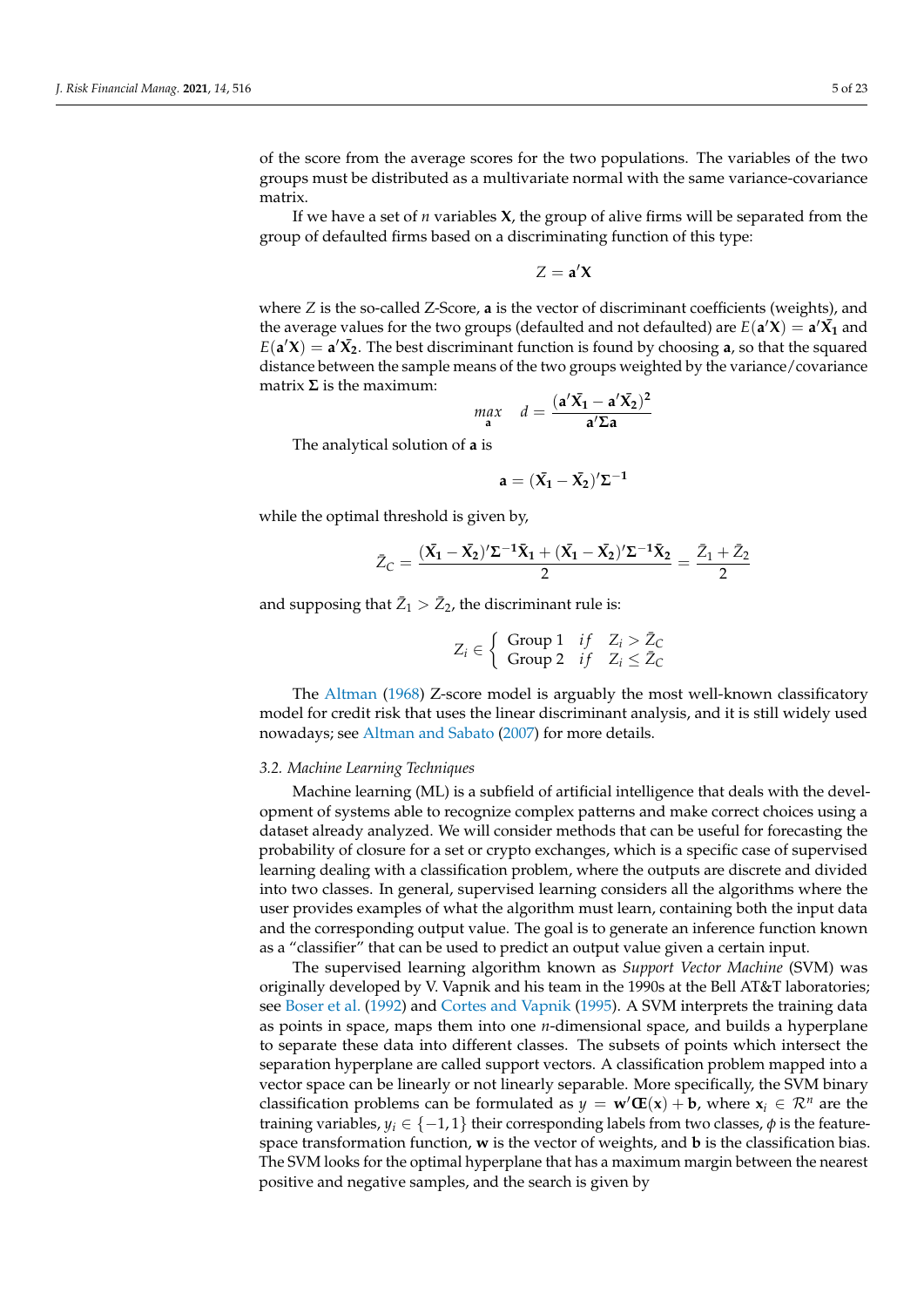of the score from the average scores for the two populations. The variables of the two groups must be distributed as a multivariate normal with the same variance-covariance matrix.

If we have a set of $n$ variables $\mathbf{X}$, the group of alive firms will be separated from the group of defaulted firms based on a discriminating function of this type:

$$Z = \mathbf{a}'\mathbf{X}$$

where $Z$ is the so-called Z-Score, $\mathbf{a}$ is the vector of discriminant coefficients (weights), and the average values for the two groups (defaulted and not defaulted) are $E(\mathbf{a}'\mathbf{X}) = \mathbf{a}'\bar{\mathbf{X}}_1$ and $E(\mathbf{a}'\mathbf{X}) = \mathbf{a}'\bar{\mathbf{X}}_2$. The best discriminant function is found by choosing $\mathbf{a}$, so that the squared distance between the sample means of the two groups weighted by the variance/covariance matrix $\mathbf{\Sigma}$ is the maximum:

$$\max_{\mathbf{a}} \quad d = \frac{(\mathbf{a}'\bar{\mathbf{X}}_1 - \mathbf{a}'\bar{\mathbf{X}}_2)^2}{\mathbf{a}'\mathbf{\Sigma}\mathbf{a}}$$

The analytical solution of $\mathbf{a}$ is

$$\mathbf{a} = (\bar{\mathbf{X}}_1 - \bar{\mathbf{X}}_2)'\mathbf{\Sigma}^{-1}$$

while the optimal threshold is given by,

$$\bar{Z}_C = \frac{(\bar{\mathbf{X}}_1 - \bar{\mathbf{X}}_2)'\mathbf{\Sigma}^{-1}\bar{\mathbf{X}}_1 + (\bar{\mathbf{X}}_1 - \bar{\mathbf{X}}_2)'\mathbf{\Sigma}^{-1}\bar{\mathbf{X}}_2}{2} = \frac{\bar{Z}_1 + \bar{Z}_2}{2}$$

and supposing that $\bar{Z}_1 > \bar{Z}_2$, the discriminant rule is:

$$Z_i \in \begin{cases} \text{Group 1} & if \quad Z_i > \bar{Z}_C \\ \text{Group 2} & if \quad Z_i \leq \bar{Z}_C \end{cases}$$

The Altman (1968) Z-score model is arguably the most well-known classificatory model for credit risk that uses the linear discriminant analysis, and it is still widely used nowadays; see Altman and Sabato (2007) for more details.

### 3.2. Machine Learning Techniques

Machine learning (ML) is a subfield of artificial intelligence that deals with the development of systems able to recognize complex patterns and make correct choices using a dataset already analyzed. We will consider methods that can be useful for forecasting the probability of closure for a set or crypto exchanges, which is a specific case of supervised learning dealing with a classification problem, where the outputs are discrete and divided into two classes. In general, supervised learning considers all the algorithms where the user provides examples of what the algorithm must learn, containing both the input data and the corresponding output value. The goal is to generate an inference function known as a "classifier" that can be used to predict an output value given a certain input.

The supervised learning algorithm known as *Support Vector Machine* (SVM) was originally developed by V. Vapnik and his team in the 1990s at the Bell AT&T laboratories; see Boser et al. (1992) and Cortes and Vapnik (1995). A SVM interprets the training data as points in space, maps them into one $n$-dimensional space, and builds a hyperplane to separate these data into different classes. The subsets of points which intersect the separation hyperplane are called support vectors. A classification problem mapped into a vector space can be linearly or not linearly separable. More specifically, the SVM binary classification problems can be formulated as $y = \mathbf{w}'\phi(\mathbf{x}) + \mathbf{b}$, where $\mathbf{x}_i \in \mathcal{R}^n$ are the training variables, $y_i \in \{-1, 1\}$ their corresponding labels from two classes, $\phi$ is the feature-space transformation function, $\mathbf{w}$ is the vector of weights, and $\mathbf{b}$ is the classification bias. The SVM looks for the optimal hyperplane that has a maximum margin between the nearest positive and negative samples, and the search is given by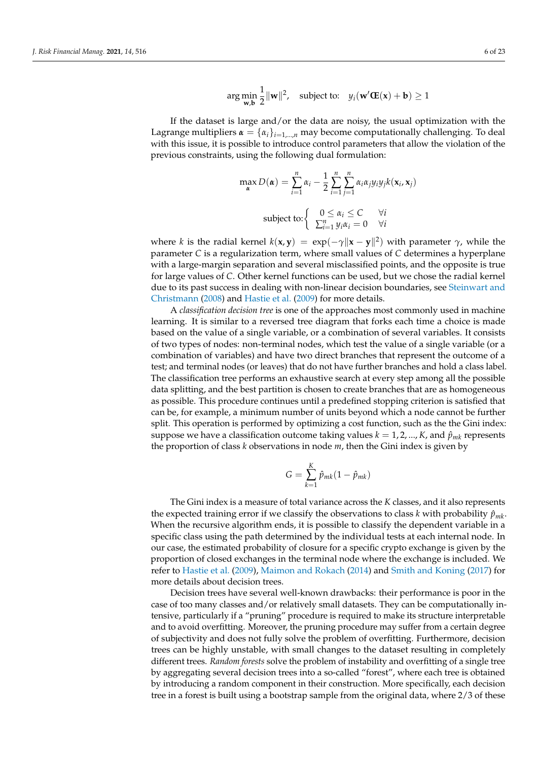$$\arg\min_{\mathbf{w},\mathbf{b}} \frac{1}{2}\|\mathbf{w}\|^2, \quad \text{subject to:} \quad y_i(\mathbf{w}'\boldsymbol{Œ}(\mathbf{x}) + \mathbf{b}) \geq 1$$

If the dataset is large and/or the data are noisy, the usual optimization with the Lagrange multipliers $\boldsymbol{\alpha} = \{\alpha_i\}_{i=1,\ldots,n}$ may become computationally challenging. To deal with this issue, it is possible to introduce control parameters that allow the violation of the previous constraints, using the following dual formulation:

$$\max_{\boldsymbol{\alpha}} D(\boldsymbol{\alpha}) = \sum_{i=1}^{n} \alpha_i - \frac{1}{2}\sum_{i=1}^{n}\sum_{j=1}^{n} \alpha_i \alpha_j y_i y_j k(\mathbf{x}_i, \mathbf{x}_j)$$

$$\text{subject to:} \begin{cases} 0 \leq \alpha_i \leq C & \forall i \\ \sum_{i=1}^{n} y_i \alpha_i = 0 & \forall i \end{cases}$$

where $k$ is the radial kernel $k(\mathbf{x}, \mathbf{y}) = \exp(-\gamma\|\mathbf{x} - \mathbf{y}\|^2)$ with parameter $\gamma$, while the parameter $C$ is a regularization term, where small values of $C$ determines a hyperplane with a large-margin separation and several misclassified points, and the opposite is true for large values of $C$. Other kernel functions can be used, but we chose the radial kernel due to its past success in dealing with non-linear decision boundaries, see Steinwart and Christmann (2008) and Hastie et al. (2009) for more details.

A *classification decision tree* is one of the approaches most commonly used in machine learning. It is similar to a reversed tree diagram that forks each time a choice is made based on the value of a single variable, or a combination of several variables. It consists of two types of nodes: non-terminal nodes, which test the value of a single variable (or a combination of variables) and have two direct branches that represent the outcome of a test; and terminal nodes (or leaves) that do not have further branches and hold a class label. The classification tree performs an exhaustive search at every step among all the possible data splitting, and the best partition is chosen to create branches that are as homogeneous as possible. This procedure continues until a predefined stopping criterion is satisfied that can be, for example, a minimum number of units beyond which a node cannot be further split. This operation is performed by optimizing a cost function, such as the the Gini index: suppose we have a classification outcome taking values $k = 1, 2, ..., K$, and $\hat{p}_{mk}$ represents the proportion of class $k$ observations in node $m$, then the Gini index is given by

$$G = \sum_{k=1}^{K} \hat{p}_{mk}(1 - \hat{p}_{mk})$$

The Gini index is a measure of total variance across the $K$ classes, and it also represents the expected training error if we classify the observations to class $k$ with probability $\hat{p}_{mk}$. When the recursive algorithm ends, it is possible to classify the dependent variable in a specific class using the path determined by the individual tests at each internal node. In our case, the estimated probability of closure for a specific crypto exchange is given by the proportion of closed exchanges in the terminal node where the exchange is included. We refer to Hastie et al. (2009), Maimon and Rokach (2014) and Smith and Koning (2017) for more details about decision trees.

Decision trees have several well-known drawbacks: their performance is poor in the case of too many classes and/or relatively small datasets. They can be computationally intensive, particularly if a "pruning" procedure is required to make its structure interpretable and to avoid overfitting. Moreover, the pruning procedure may suffer from a certain degree of subjectivity and does not fully solve the problem of overfitting. Furthermore, decision trees can be highly unstable, with small changes to the dataset resulting in completely different trees. *Random forests* solve the problem of instability and overfitting of a single tree by aggregating several decision trees into a so-called "forest", where each tree is obtained by introducing a random component in their construction. More specifically, each decision tree in a forest is built using a bootstrap sample from the original data, where 2/3 of these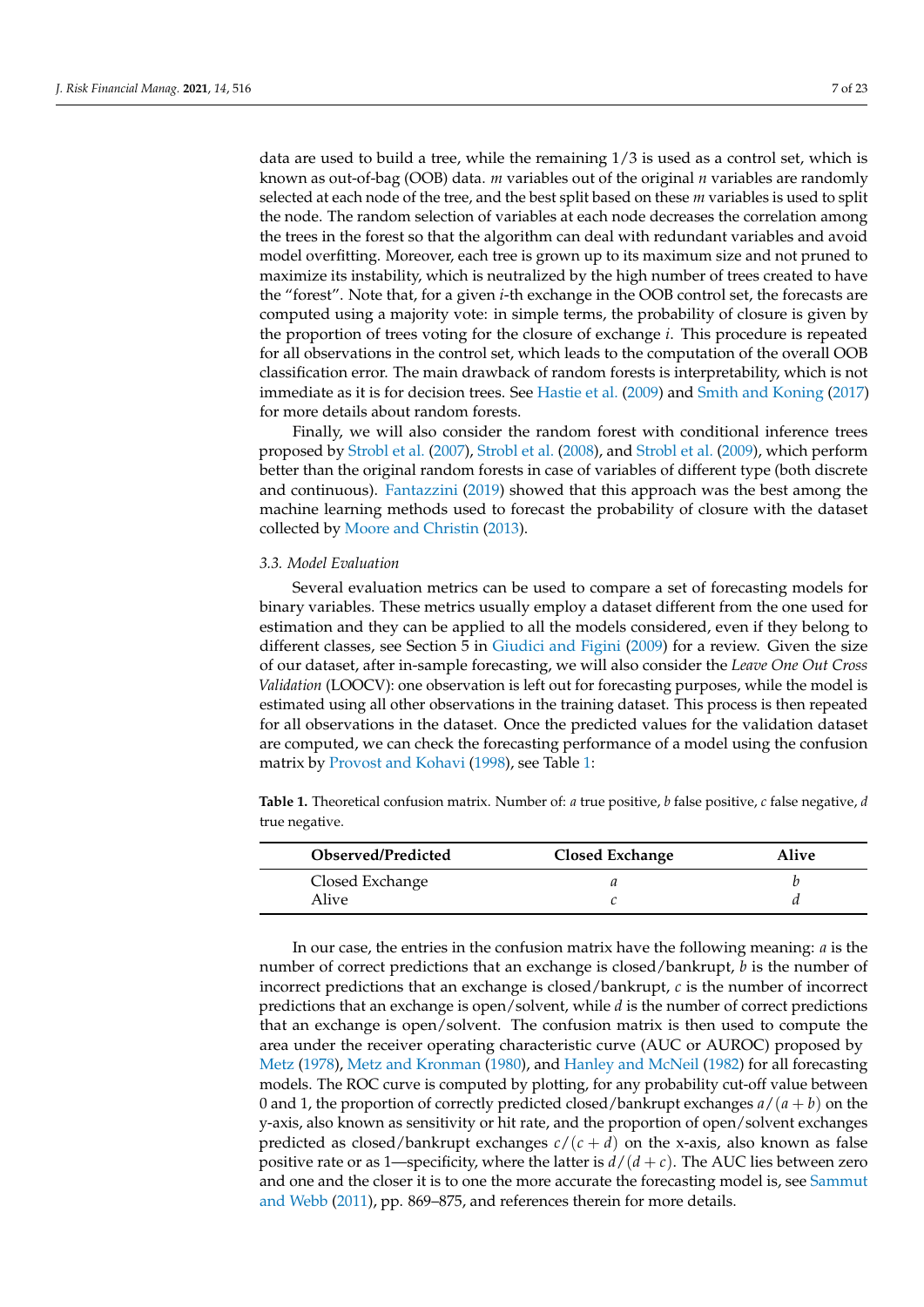data are used to build a tree, while the remaining 1/3 is used as a control set, which is known as out-of-bag (OOB) data. $m$ variables out of the original $n$ variables are randomly selected at each node of the tree, and the best split based on these $m$ variables is used to split the node. The random selection of variables at each node decreases the correlation among the trees in the forest so that the algorithm can deal with redundant variables and avoid model overfitting. Moreover, each tree is grown up to its maximum size and not pruned to maximize its instability, which is neutralized by the high number of trees created to have the "forest". Note that, for a given $i$-th exchange in the OOB control set, the forecasts are computed using a majority vote: in simple terms, the probability of closure is given by the proportion of trees voting for the closure of exchange $i$. This procedure is repeated for all observations in the control set, which leads to the computation of the overall OOB classification error. The main drawback of random forests is interpretability, which is not immediate as it is for decision trees. See Hastie et al. (2009) and Smith and Koning (2017) for more details about random forests.

Finally, we will also consider the random forest with conditional inference trees proposed by Strobl et al. (2007), Strobl et al. (2008), and Strobl et al. (2009), which perform better than the original random forests in case of variables of different type (both discrete and continuous). Fantazzini (2019) showed that this approach was the best among the machine learning methods used to forecast the probability of closure with the dataset collected by Moore and Christin (2013).

### 3.3. Model Evaluation

Several evaluation metrics can be used to compare a set of forecasting models for binary variables. These metrics usually employ a dataset different from the one used for estimation and they can be applied to all the models considered, even if they belong to different classes, see Section 5 in Giudici and Figini (2009) for a review. Given the size of our dataset, after in-sample forecasting, we will also consider the *Leave One Out Cross Validation* (LOOCV): one observation is left out for forecasting purposes, while the model is estimated using all other observations in the training dataset. This process is then repeated for all observations in the dataset. Once the predicted values for the validation dataset are computed, we can check the forecasting performance of a model using the confusion matrix by Provost and Kohavi (1998), see Table 1:

**Table 1.** Theoretical confusion matrix. Number of: $a$ true positive, $b$ false positive, $c$ false negative, $d$ true negative.

| Observed/Predicted | Closed Exchange | Alive |
|---|---|---|
| Closed Exchange | $a$ | $b$ |
| Alive | $c$ | $d$ |

In our case, the entries in the confusion matrix have the following meaning: $a$ is the number of correct predictions that an exchange is closed/bankrupt, $b$ is the number of incorrect predictions that an exchange is closed/bankrupt, $c$ is the number of incorrect predictions that an exchange is open/solvent, while $d$ is the number of correct predictions that an exchange is open/solvent. The confusion matrix is then used to compute the area under the receiver operating characteristic curve (AUC or AUROC) proposed by Metz (1978), Metz and Kronman (1980), and Hanley and McNeil (1982) for all forecasting models. The ROC curve is computed by plotting, for any probability cut-off value between 0 and 1, the proportion of correctly predicted closed/bankrupt exchanges $a/(a+b)$ on the y-axis, also known as sensitivity or hit rate, and the proportion of open/solvent exchanges predicted as closed/bankrupt exchanges $c/(c+d)$ on the x-axis, also known as false positive rate or as 1—specificity, where the latter is $d/(d+c)$. The AUC lies between zero and one and the closer it is to one the more accurate the forecasting model is, see Sammut and Webb (2011), pp. 869–875, and references therein for more details.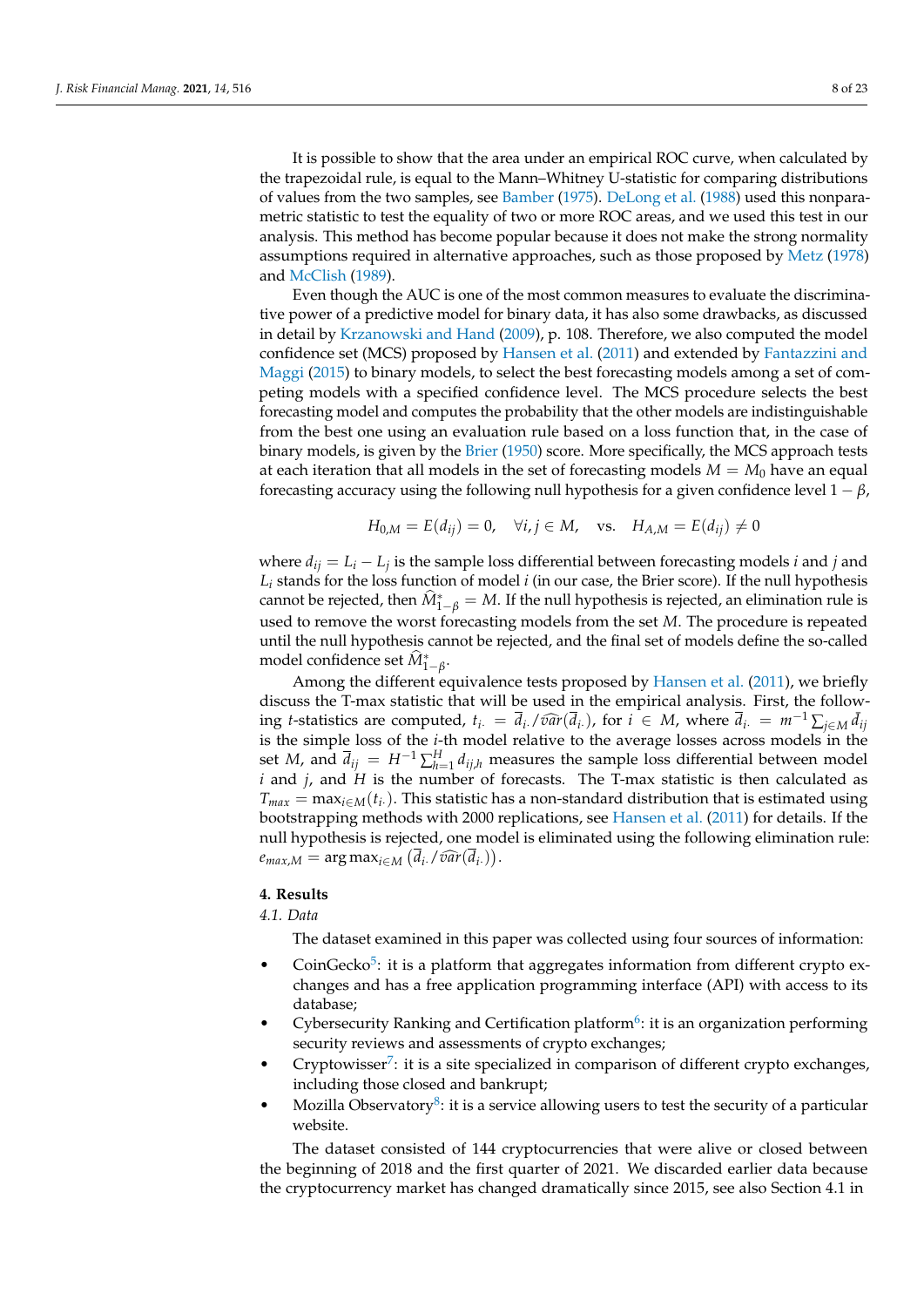It is possible to show that the area under an empirical ROC curve, when calculated by the trapezoidal rule, is equal to the Mann–Whitney U-statistic for comparing distributions of values from the two samples, see Bamber (1975). DeLong et al. (1988) used this nonparametric statistic to test the equality of two or more ROC areas, and we used this test in our analysis. This method has become popular because it does not make the strong normality assumptions required in alternative approaches, such as those proposed by Metz (1978) and McClish (1989).

Even though the AUC is one of the most common measures to evaluate the discriminative power of a predictive model for binary data, it has also some drawbacks, as discussed in detail by Krzanowski and Hand (2009), p. 108. Therefore, we also computed the model confidence set (MCS) proposed by Hansen et al. (2011) and extended by Fantazzini and Maggi (2015) to binary models, to select the best forecasting models among a set of competing models with a specified confidence level. The MCS procedure selects the best forecasting model and computes the probability that the other models are indistinguishable from the best one using an evaluation rule based on a loss function that, in the case of binary models, is given by the Brier (1950) score. More specifically, the MCS approach tests at each iteration that all models in the set of forecasting models $M = M_0$ have an equal forecasting accuracy using the following null hypothesis for a given confidence level $1-\beta$,

$$H_{0,M} = E(d_{ij}) = 0, \quad \forall i,j \in M, \quad \text{vs.} \quad H_{A,M} = E(d_{ij}) \neq 0$$

where $d_{ij} = L_i - L_j$ is the sample loss differential between forecasting models $i$ and $j$ and $L_i$ stands for the loss function of model $i$ (in our case, the Brier score). If the null hypothesis cannot be rejected, then $\widehat{M}^*_{1-\beta} = M$. If the null hypothesis is rejected, an elimination rule is used to remove the worst forecasting models from the set $M$. The procedure is repeated until the null hypothesis cannot be rejected, and the final set of models define the so-called model confidence set $\widehat{M}^*_{1-\beta}$.

Among the different equivalence tests proposed by Hansen et al. (2011), we briefly discuss the T-max statistic that will be used in the empirical analysis. First, the following $t$-statistics are computed, $t_{i\cdot} = \overline{d}_{i\cdot}/\widehat{var}(\overline{d}_{i\cdot})$, for $i \in M$, where $\overline{d}_{i\cdot} = m^{-1}\sum_{j\in M}\overline{d}_{ij}$ is the simple loss of the $i$-th model relative to the average losses across models in the set $M$, and $\overline{d}_{ij} = H^{-1}\sum_{h=1}^{H} d_{ij,h}$ measures the sample loss differential between model $i$ and $j$, and $H$ is the number of forecasts. The T-max statistic is then calculated as $T_{max} = \max_{i\in M}(t_{i\cdot})$. This statistic has a non-standard distribution that is estimated using bootstrapping methods with 2000 replications, see Hansen et al. (2011) for details. If the null hypothesis is rejected, one model is eliminated using the following elimination rule: $e_{max,M} = \arg\max_{i\in M}\left(\overline{d}_{i\cdot}/\widehat{var}(\overline{d}_{i\cdot})\right)$.

## 4. Results

### 4.1. Data

The dataset examined in this paper was collected using four sources of information:

- CoinGecko[5]: it is a platform that aggregates information from different crypto exchanges and has a free application programming interface (API) with access to its database;
- Cybersecurity Ranking and Certification platform[6]: it is an organization performing security reviews and assessments of crypto exchanges;
- Cryptowisser[7]: it is a site specialized in comparison of different crypto exchanges, including those closed and bankrupt;
- Mozilla Observatory[8]: it is a service allowing users to test the security of a particular website.

The dataset consisted of 144 cryptocurrencies that were alive or closed between the beginning of 2018 and the first quarter of 2021. We discarded earlier data because the cryptocurrency market has changed dramatically since 2015, see also Section 4.1 in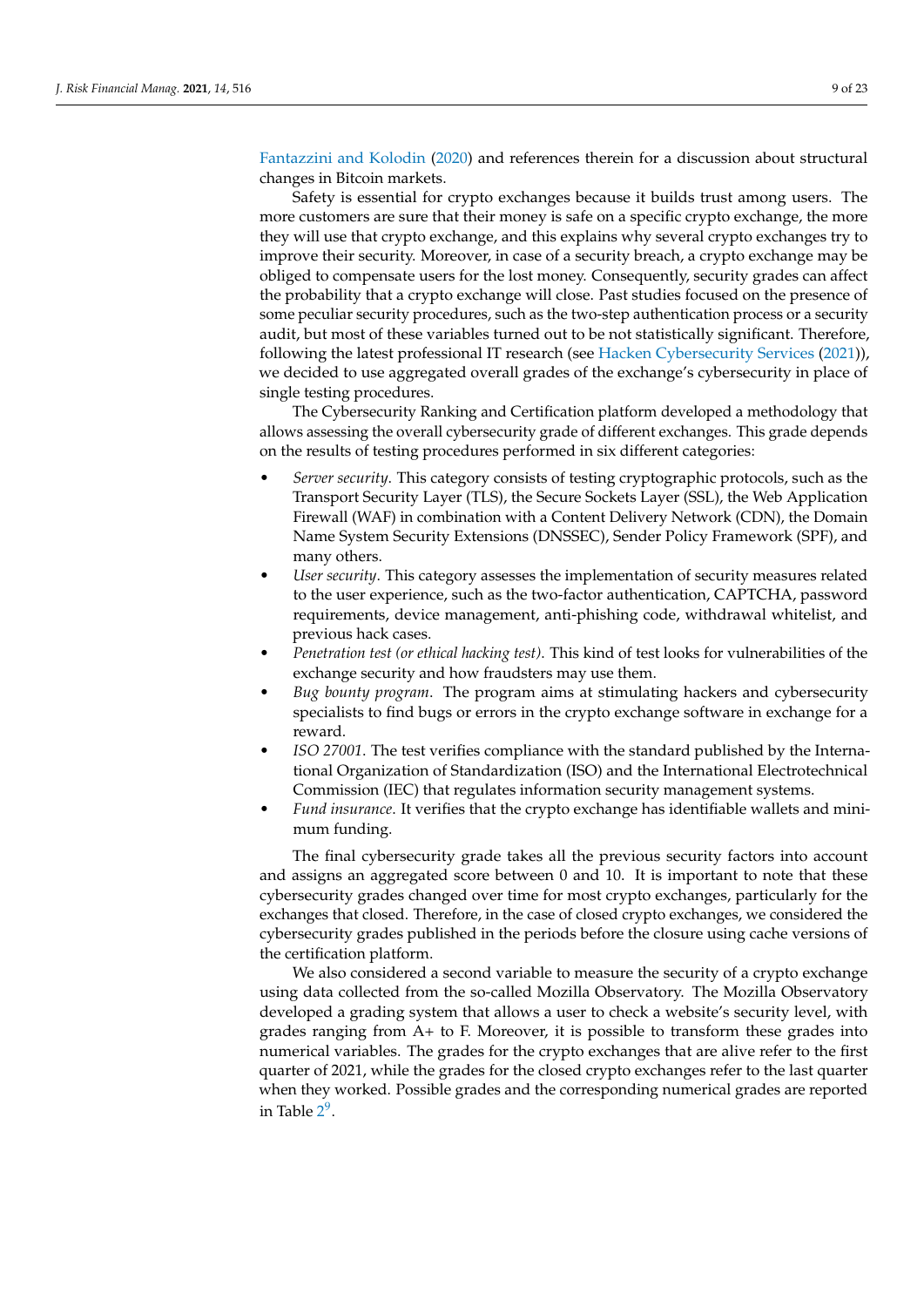Fantazzini and Kolodin (2020) and references therein for a discussion about structural changes in Bitcoin markets.

Safety is essential for crypto exchanges because it builds trust among users. The more customers are sure that their money is safe on a specific crypto exchange, the more they will use that crypto exchange, and this explains why several crypto exchanges try to improve their security. Moreover, in case of a security breach, a crypto exchange may be obliged to compensate users for the lost money. Consequently, security grades can affect the probability that a crypto exchange will close. Past studies focused on the presence of some peculiar security procedures, such as the two-step authentication process or a security audit, but most of these variables turned out to be not statistically significant. Therefore, following the latest professional IT research (see Hacken Cybersecurity Services (2021)), we decided to use aggregated overall grades of the exchange's cybersecurity in place of single testing procedures.

The Cybersecurity Ranking and Certification platform developed a methodology that allows assessing the overall cybersecurity grade of different exchanges. This grade depends on the results of testing procedures performed in six different categories:

- *Server security*. This category consists of testing cryptographic protocols, such as the Transport Security Layer (TLS), the Secure Sockets Layer (SSL), the Web Application Firewall (WAF) in combination with a Content Delivery Network (CDN), the Domain Name System Security Extensions (DNSSEC), Sender Policy Framework (SPF), and many others.
- *User security*. This category assesses the implementation of security measures related to the user experience, such as the two-factor authentication, CAPTCHA, password requirements, device management, anti-phishing code, withdrawal whitelist, and previous hack cases.
- *Penetration test (or ethical hacking test)*. This kind of test looks for vulnerabilities of the exchange security and how fraudsters may use them.
- *Bug bounty program*. The program aims at stimulating hackers and cybersecurity specialists to find bugs or errors in the crypto exchange software in exchange for a reward.
- *ISO 27001*. The test verifies compliance with the standard published by the International Organization of Standardization (ISO) and the International Electrotechnical Commission (IEC) that regulates information security management systems.
- *Fund insurance*. It verifies that the crypto exchange has identifiable wallets and minimum funding.

The final cybersecurity grade takes all the previous security factors into account and assigns an aggregated score between 0 and 10. It is important to note that these cybersecurity grades changed over time for most crypto exchanges, particularly for the exchanges that closed. Therefore, in the case of closed crypto exchanges, we considered the cybersecurity grades published in the periods before the closure using cache versions of the certification platform.

We also considered a second variable to measure the security of a crypto exchange using data collected from the so-called Mozilla Observatory. The Mozilla Observatory developed a grading system that allows a user to check a website's security level, with grades ranging from A+ to F. Moreover, it is possible to transform these grades into numerical variables. The grades for the crypto exchanges that are alive refer to the first quarter of 2021, while the grades for the closed crypto exchanges refer to the last quarter when they worked. Possible grades and the corresponding numerical grades are reported in Table 2[9].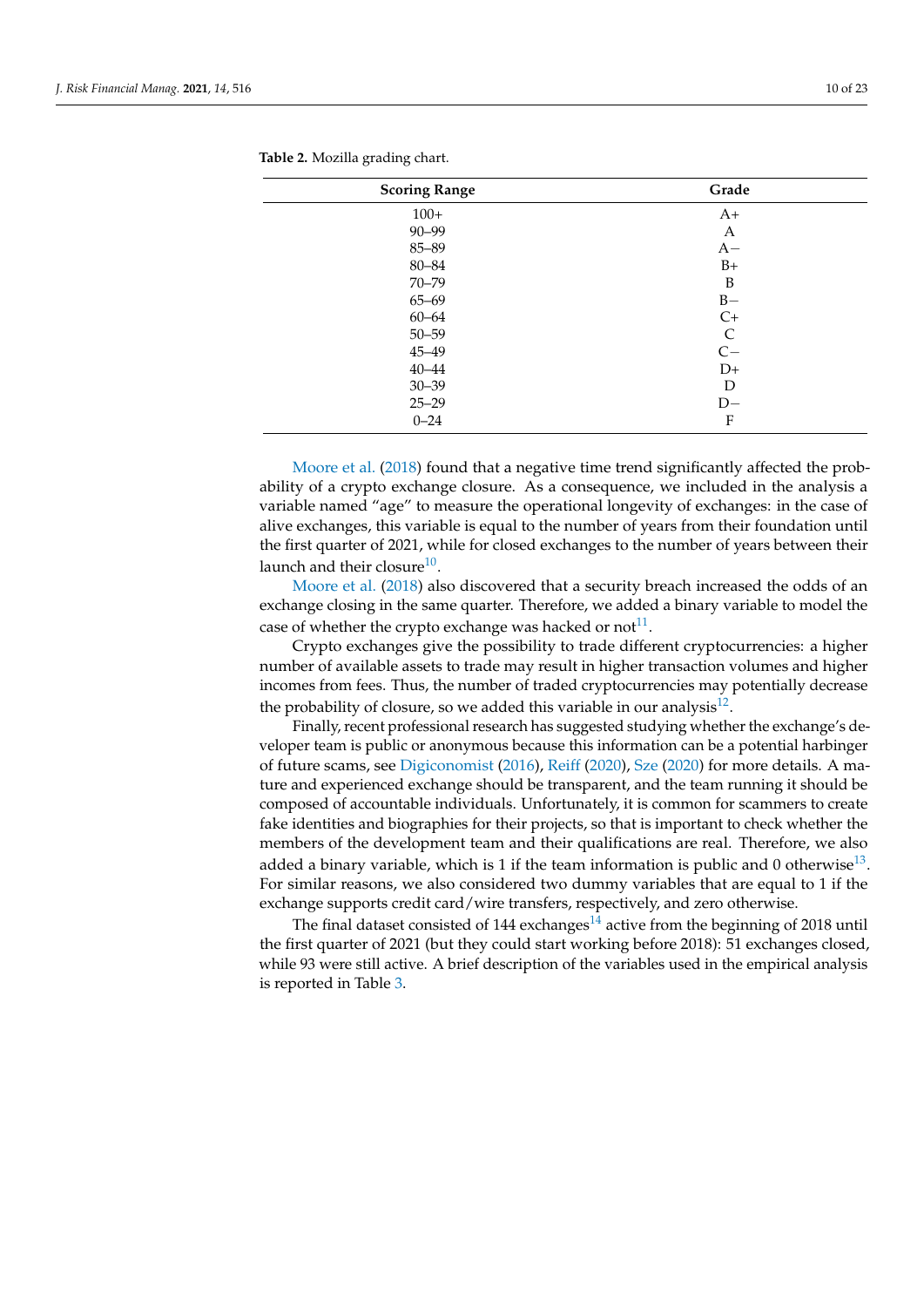**Table 2.** Mozilla grading chart.

| Scoring Range | Grade |
|---|---|
| 100+ | A+ |
| 90–99 | A |
| 85–89 | A− |
| 80–84 | B+ |
| 70–79 | B |
| 65–69 | B− |
| 60–64 | C+ |
| 50–59 | C |
| 45–49 | C− |
| 40–44 | D+ |
| 30–39 | D |
| 25–29 | D− |
| 0–24 | F |

Moore et al. (2018) found that a negative time trend significantly affected the probability of a crypto exchange closure. As a consequence, we included in the analysis a variable named "age" to measure the operational longevity of exchanges: in the case of alive exchanges, this variable is equal to the number of years from their foundation until the first quarter of 2021, while for closed exchanges to the number of years between their launch and their closure[10].

Moore et al. (2018) also discovered that a security breach increased the odds of an exchange closing in the same quarter. Therefore, we added a binary variable to model the case of whether the crypto exchange was hacked or not[11].

Crypto exchanges give the possibility to trade different cryptocurrencies: a higher number of available assets to trade may result in higher transaction volumes and higher incomes from fees. Thus, the number of traded cryptocurrencies may potentially decrease the probability of closure, so we added this variable in our analysis[12].

Finally, recent professional research has suggested studying whether the exchange's developer team is public or anonymous because this information can be a potential harbinger of future scams, see Digiconomist (2016), Reiff (2020), Sze (2020) for more details. A mature and experienced exchange should be transparent, and the team running it should be composed of accountable individuals. Unfortunately, it is common for scammers to create fake identities and biographies for their projects, so that is important to check whether the members of the development team and their qualifications are real. Therefore, we also added a binary variable, which is 1 if the team information is public and 0 otherwise[13]. For similar reasons, we also considered two dummy variables that are equal to 1 if the exchange supports credit card/wire transfers, respectively, and zero otherwise.

The final dataset consisted of 144 exchanges[14] active from the beginning of 2018 until the first quarter of 2021 (but they could start working before 2018): 51 exchanges closed, while 93 were still active. A brief description of the variables used in the empirical analysis is reported in Table 3.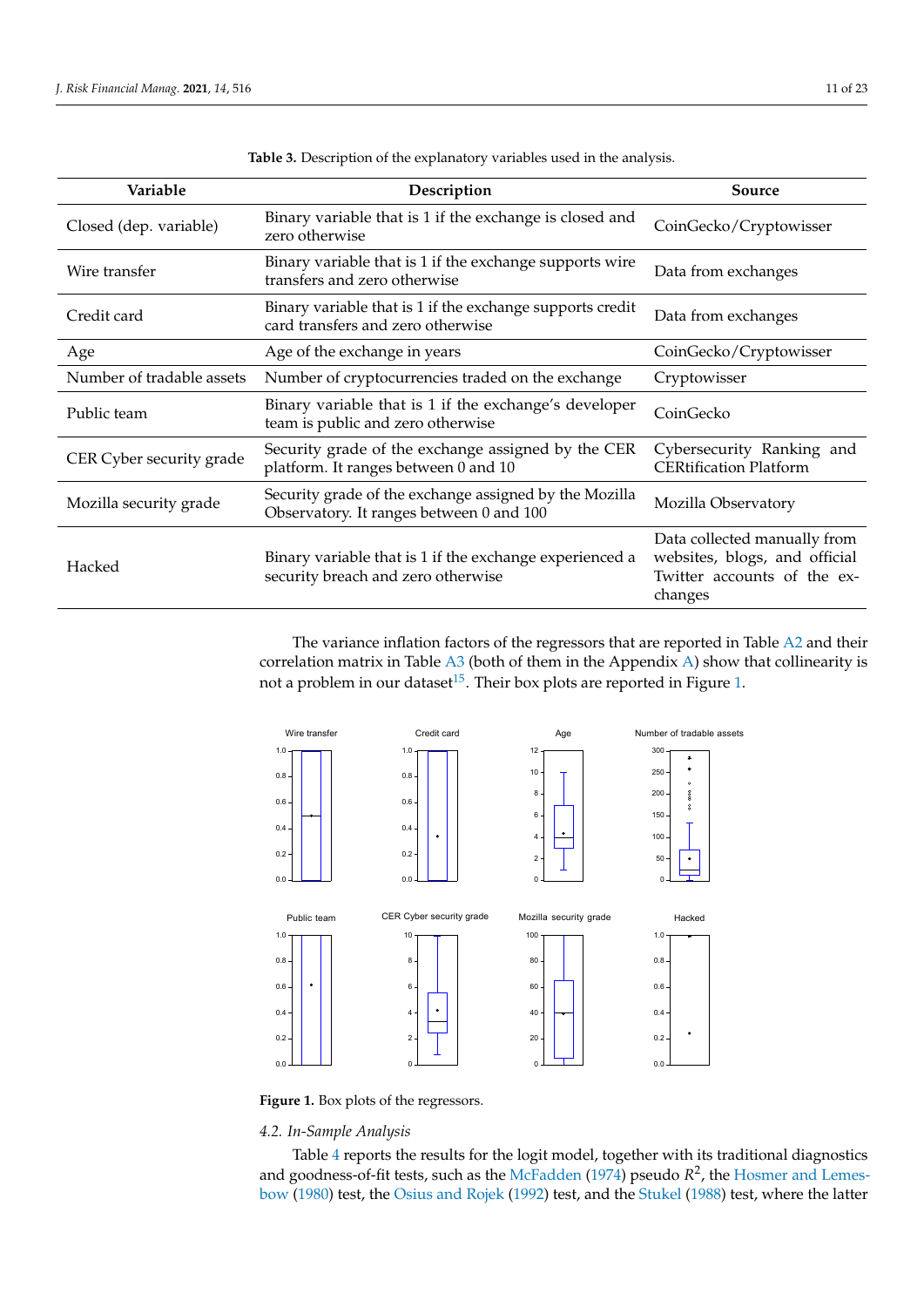**Table 3.** Description of the explanatory variables used in the analysis.

| Variable | Description | Source |
|---|---|---|
| Closed (dep. variable) | Binary variable that is 1 if the exchange is closed and zero otherwise | CoinGecko/Cryptowisser |
| Wire transfer | Binary variable that is 1 if the exchange supports wire transfers and zero otherwise | Data from exchanges |
| Credit card | Binary variable that is 1 if the exchange supports credit card transfers and zero otherwise | Data from exchanges |
| Age | Age of the exchange in years | CoinGecko/Cryptowisser |
| Number of tradable assets | Number of cryptocurrencies traded on the exchange | Cryptowisser |
| Public team | Binary variable that is 1 if the exchange's developer team is public and zero otherwise | CoinGecko |
| CER Cyber security grade | Security grade of the exchange assigned by the CER platform. It ranges between 0 and 10 | Cybersecurity Ranking and CERtification Platform |
| Mozilla security grade | Security grade of the exchange assigned by the Mozilla Observatory. It ranges between 0 and 100 | Mozilla Observatory |
| Hacked | Binary variable that is 1 if the exchange experienced a security breach and zero otherwise | Data collected manually from websites, blogs, and official Twitter accounts of the exchanges |

The variance inflation factors of the regressors that are reported in Table A2 and their correlation matrix in Table A3 (both of them in the Appendix A) show that collinearity is not a problem in our dataset[15]. Their box plots are reported in Figure 1.

**Figure 1.** Box plots of the regressors.

*4.2. In-Sample Analysis*

Table 4 reports the results for the logit model, together with its traditional diagnostics and goodness-of-fit tests, such as the McFadden (1974) pseudo $R^2$, the Hosmer and Lemeshow (1980) test, the Osius and Rojek (1992) test, and the Stukel (1988) test, where the latter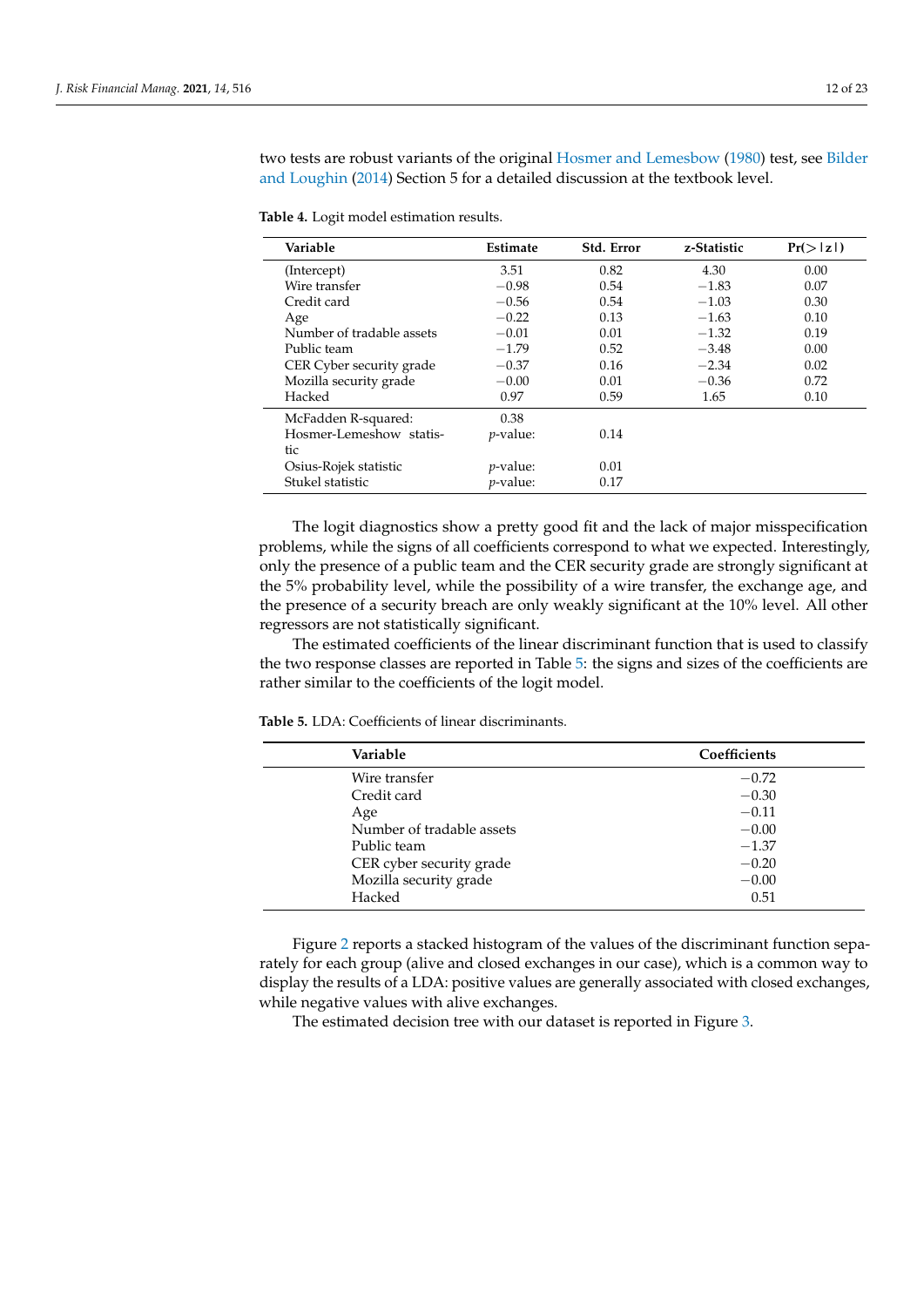two tests are robust variants of the original Hosmer and Lemesbow (1980) test, see Bilder and Loughin (2014) Section 5 for a detailed discussion at the textbook level.

**Table 4.** Logit model estimation results.

| Variable | Estimate | Std. Error | z-Statistic | Pr(>\|z\|) |
|---|---|---|---|---|
| (Intercept) | 3.51 | 0.82 | 4.30 | 0.00 |
| Wire transfer | −0.98 | 0.54 | −1.83 | 0.07 |
| Credit card | −0.56 | 0.54 | −1.03 | 0.30 |
| Age | −0.22 | 0.13 | −1.63 | 0.10 |
| Number of tradable assets | −0.01 | 0.01 | −1.32 | 0.19 |
| Public team | −1.79 | 0.52 | −3.48 | 0.00 |
| CER Cyber security grade | −0.37 | 0.16 | −2.34 | 0.02 |
| Mozilla security grade | −0.00 | 0.01 | −0.36 | 0.72 |
| Hacked | 0.97 | 0.59 | 1.65 | 0.10 |
| McFadden R-squared: | 0.38 | | | |
| Hosmer-Lemeshow statistic | *p*-value: | 0.14 | | |
| Osius-Rojek statistic | *p*-value: | 0.01 | | |
| Stukel statistic | *p*-value: | 0.17 | | |

The logit diagnostics show a pretty good fit and the lack of major misspecification problems, while the signs of all coefficients correspond to what we expected. Interestingly, only the presence of a public team and the CER security grade are strongly significant at the 5% probability level, while the possibility of a wire transfer, the exchange age, and the presence of a security breach are only weakly significant at the 10% level. All other regressors are not statistically significant.

The estimated coefficients of the linear discriminant function that is used to classify the two response classes are reported in Table 5: the signs and sizes of the coefficients are rather similar to the coefficients of the logit model.

**Table 5.** LDA: Coefficients of linear discriminants.

| Variable | Coefficients |
|---|---|
| Wire transfer | −0.72 |
| Credit card | −0.30 |
| Age | −0.11 |
| Number of tradable assets | −0.00 |
| Public team | −1.37 |
| CER cyber security grade | −0.20 |
| Mozilla security grade | −0.00 |
| Hacked | 0.51 |

Figure 2 reports a stacked histogram of the values of the discriminant function separately for each group (alive and closed exchanges in our case), which is a common way to display the results of a LDA: positive values are generally associated with closed exchanges, while negative values with alive exchanges.

The estimated decision tree with our dataset is reported in Figure 3.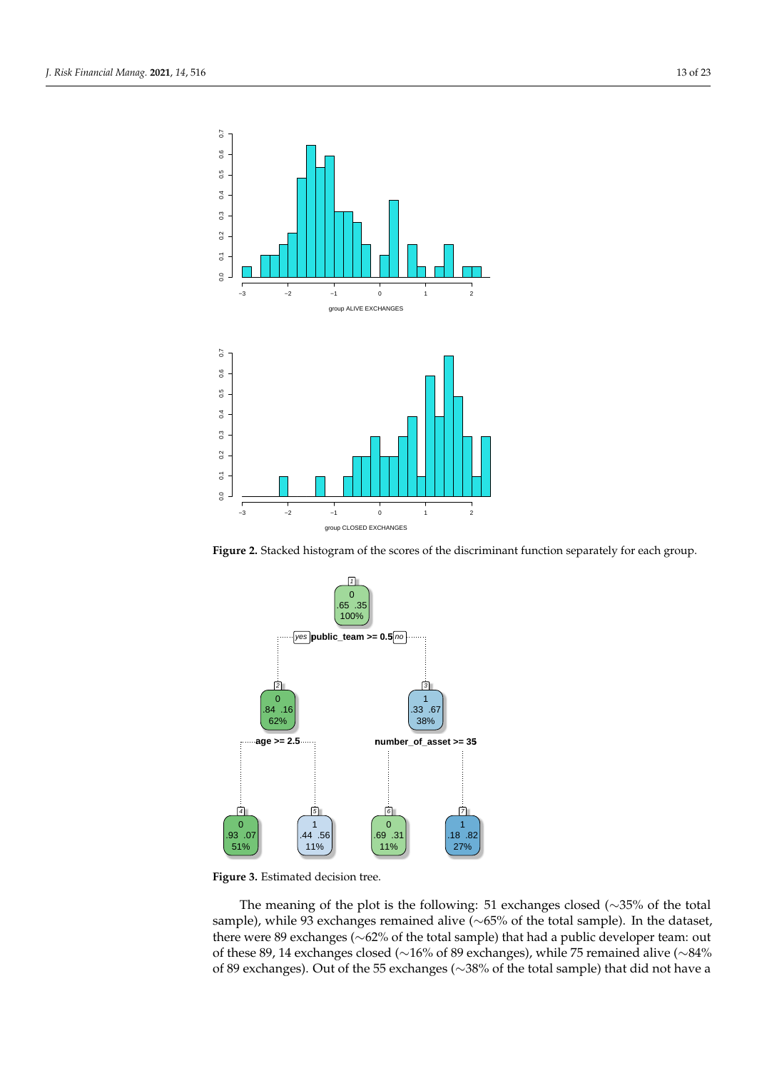**Figure 2.** Stacked histogram of the scores of the discriminant function separately for each group.

**Figure 3.** Estimated decision tree.

The meaning of the plot is the following: 51 exchanges closed (∼35% of the total sample), while 93 exchanges remained alive (∼65% of the total sample). In the dataset, there were 89 exchanges (∼62% of the total sample) that had a public developer team: out of these 89, 14 exchanges closed (∼16% of 89 exchanges), while 75 remained alive (∼84% of 89 exchanges). Out of the 55 exchanges (∼38% of the total sample) that did not have a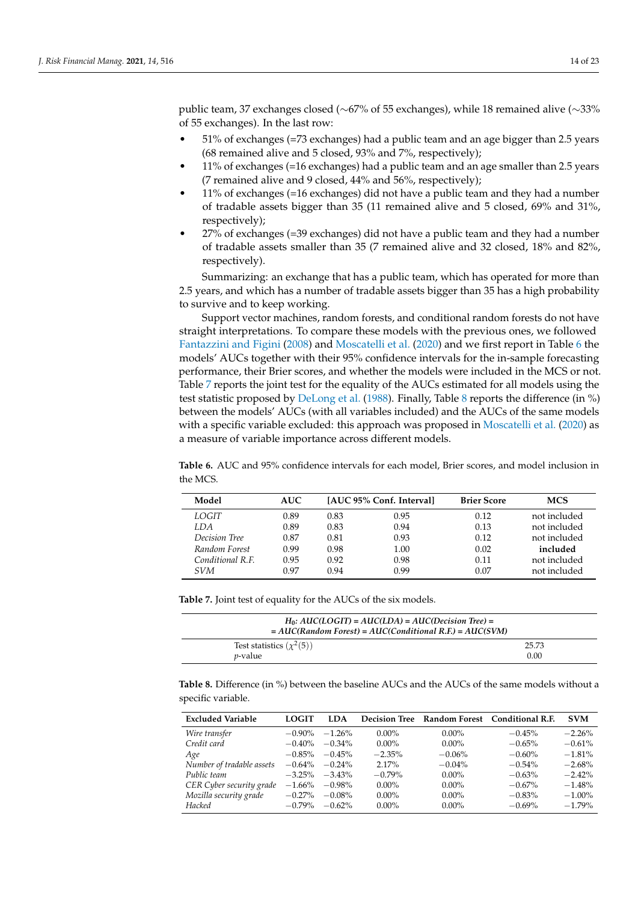public team, 37 exchanges closed (∼67% of 55 exchanges), while 18 remained alive (∼33% of 55 exchanges). In the last row:

- 51% of exchanges (=73 exchanges) had a public team and an age bigger than 2.5 years (68 remained alive and 5 closed, 93% and 7%, respectively);
- 11% of exchanges (=16 exchanges) had a public team and an age smaller than 2.5 years (7 remained alive and 9 closed, 44% and 56%, respectively);
- 11% of exchanges (=16 exchanges) did not have a public team and they had a number of tradable assets bigger than 35 (11 remained alive and 5 closed, 69% and 31%, respectively);
- 27% of exchanges (=39 exchanges) did not have a public team and they had a number of tradable assets smaller than 35 (7 remained alive and 32 closed, 18% and 82%, respectively).

Summarizing: an exchange that has a public team, which has operated for more than 2.5 years, and which has a number of tradable assets bigger than 35 has a high probability to survive and to keep working.

Support vector machines, random forests, and conditional random forests do not have straight interpretations. To compare these models with the previous ones, we followed Fantazzini and Figini (2008) and Moscatelli et al. (2020) and we first report in Table 6 the models' AUCs together with their 95% confidence intervals for the in-sample forecasting performance, their Brier scores, and whether the models were included in the MCS or not. Table 7 reports the joint test for the equality of the AUCs estimated for all models using the test statistic proposed by DeLong et al. (1988). Finally, Table 8 reports the difference (in %) between the models' AUCs (with all variables included) and the AUCs of the same models with a specific variable excluded: this approach was proposed in Moscatelli et al. (2020) as a measure of variable importance across different models.

**Table 6.** AUC and 95% confidence intervals for each model, Brier scores, and model inclusion in the MCS.

| Model | AUC | [AUC 95% Conf. Interval] | | Brier Score | MCS |
|---|---|---|---|---|---|
| *LOGIT* | 0.89 | 0.83 | 0.95 | 0.12 | not included |
| *LDA* | 0.89 | 0.83 | 0.94 | 0.13 | not included |
| *Decision Tree* | 0.87 | 0.81 | 0.93 | 0.12 | not included |
| *Random Forest* | 0.99 | 0.98 | 1.00 | 0.02 | **included** |
| *Conditional R.F.* | 0.95 | 0.92 | 0.98 | 0.11 | not included |
| *SVM* | 0.97 | 0.94 | 0.99 | 0.07 | not included |

**Table 7.** Joint test of equality for the AUCs of the six models.

| $H_0$: *AUC(LOGIT) = AUC(LDA) = AUC(Decision Tree) = = AUC(Random Forest) = AUC(Conditional R.F.) = AUC(SVM)* | |
|---|---|
| Test statistics ($\chi^2(5)$) | 25.73 |
| *p*-value | 0.00 |

**Table 8.** Difference (in %) between the baseline AUCs and the AUCs of the same models without a specific variable.

| Excluded Variable | LOGIT | LDA | Decision Tree | Random Forest | Conditional R.F. | SVM |
|---|---|---|---|---|---|---|
| *Wire transfer* | −0.90% | −1.26% | 0.00% | 0.00% | −0.45% | −2.26% |
| *Credit card* | −0.40% | −0.34% | 0.00% | 0.00% | −0.65% | −0.61% |
| *Age* | −0.85% | −0.45% | −2.35% | −0.06% | −0.60% | −1.81% |
| *Number of tradable assets* | −0.64% | −0.24% | 2.17% | −0.04% | −0.54% | −2.68% |
| *Public team* | −3.25% | −3.43% | −0.79% | 0.00% | −0.63% | −2.42% |
| *CER Cyber security grade* | −1.66% | −0.98% | 0.00% | 0.00% | −0.67% | −1.48% |
| *Mozilla security grade* | −0.27% | −0.08% | 0.00% | 0.00% | −0.83% | −1.00% |
| *Hacked* | −0.79% | −0.62% | 0.00% | 0.00% | −0.69% | −1.79% |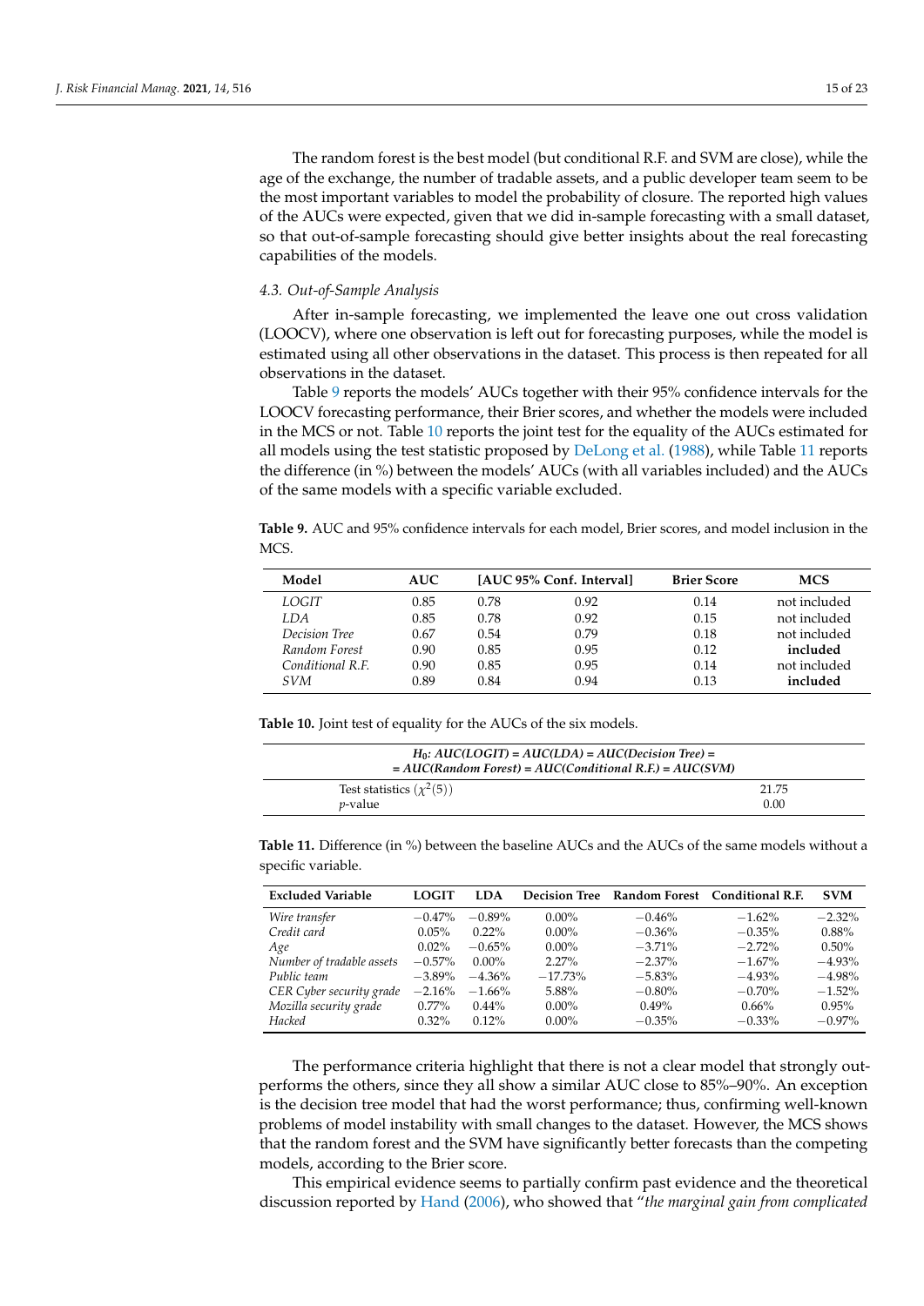The random forest is the best model (but conditional R.F. and SVM are close), while the age of the exchange, the number of tradable assets, and a public developer team seem to be the most important variables to model the probability of closure. The reported high values of the AUCs were expected, given that we did in-sample forecasting with a small dataset, so that out-of-sample forecasting should give better insights about the real forecasting capabilities of the models.

### 4.3. Out-of-Sample Analysis

After in-sample forecasting, we implemented the leave one out cross validation (LOOCV), where one observation is left out for forecasting purposes, while the model is estimated using all other observations in the dataset. This process is then repeated for all observations in the dataset.

Table 9 reports the models' AUCs together with their 95% confidence intervals for the LOOCV forecasting performance, their Brier scores, and whether the models were included in the MCS or not. Table 10 reports the joint test for the equality of the AUCs estimated for all models using the test statistic proposed by DeLong et al. (1988), while Table 11 reports the difference (in %) between the models' AUCs (with all variables included) and the AUCs of the same models with a specific variable excluded.

**Table 9.** AUC and 95% confidence intervals for each model, Brier scores, and model inclusion in the MCS.

| Model | AUC | [AUC 95% Conf. Interval] | | Brier Score | MCS |
|---|---|---|---|---|---|
| *LOGIT* | 0.85 | 0.78 | 0.92 | 0.14 | not included |
| *LDA* | 0.85 | 0.78 | 0.92 | 0.15 | not included |
| *Decision Tree* | 0.67 | 0.54 | 0.79 | 0.18 | not included |
| *Random Forest* | 0.90 | 0.85 | 0.95 | 0.12 | **included** |
| *Conditional R.F.* | 0.90 | 0.85 | 0.95 | 0.14 | not included |
| *SVM* | 0.89 | 0.84 | 0.94 | 0.13 | **included** |

**Table 10.** Joint test of equality for the AUCs of the six models.

| *H₀: AUC(LOGIT) = AUC(LDA) = AUC(Decision Tree) = = AUC(Random Forest) = AUC(Conditional R.F.) = AUC(SVM)* | |
|---|---|
| Test statistics ($\chi^2(5)$) | 21.75 |
| *p*-value | 0.00 |

**Table 11.** Difference (in %) between the baseline AUCs and the AUCs of the same models without a specific variable.

| Excluded Variable | LOGIT | LDA | Decision Tree | Random Forest | Conditional R.F. | SVM |
|---|---|---|---|---|---|---|
| *Wire transfer* | −0.47% | −0.89% | 0.00% | −0.46% | −1.62% | −2.32% |
| *Credit card* | 0.05% | 0.22% | 0.00% | −0.36% | −0.35% | 0.88% |
| *Age* | 0.02% | −0.65% | 0.00% | −3.71% | −2.72% | 0.50% |
| *Number of tradable assets* | −0.57% | 0.00% | 2.27% | −2.37% | −1.67% | −4.93% |
| *Public team* | −3.89% | −4.36% | −17.73% | −5.83% | −4.93% | −4.98% |
| *CER Cyber security grade* | −2.16% | −1.66% | 5.88% | −0.80% | −0.70% | −1.52% |
| *Mozilla security grade* | 0.77% | 0.44% | 0.00% | 0.49% | 0.66% | 0.95% |
| *Hacked* | 0.32% | 0.12% | 0.00% | −0.35% | −0.33% | −0.97% |

The performance criteria highlight that there is not a clear model that strongly outperforms the others, since they all show a similar AUC close to 85%–90%. An exception is the decision tree model that had the worst performance; thus, confirming well-known problems of model instability with small changes to the dataset. However, the MCS shows that the random forest and the SVM have significantly better forecasts than the competing models, according to the Brier score.

This empirical evidence seems to partially confirm past evidence and the theoretical discussion reported by Hand (2006), who showed that "*the marginal gain from complicated*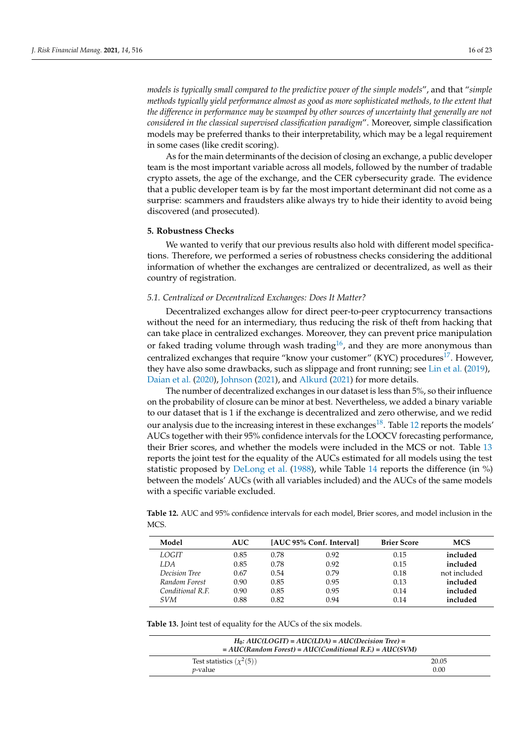*models is typically small compared to the predictive power of the simple models*", and that "*simple methods typically yield performance almost as good as more sophisticated methods, to the extent that the difference in performance may be swamped by other sources of uncertainty that generally are not considered in the classical supervised classification paradigm*". Moreover, simple classification models may be preferred thanks to their interpretability, which may be a legal requirement in some cases (like credit scoring).

As for the main determinants of the decision of closing an exchange, a public developer team is the most important variable across all models, followed by the number of tradable crypto assets, the age of the exchange, and the CER cybersecurity grade. The evidence that a public developer team is by far the most important determinant did not come as a surprise: scammers and fraudsters alike always try to hide their identity to avoid being discovered (and prosecuted).

## 5. Robustness Checks

We wanted to verify that our previous results also hold with different model specifications. Therefore, we performed a series of robustness checks considering the additional information of whether the exchanges are centralized or decentralized, as well as their country of registration.

### *5.1. Centralized or Decentralized Exchanges: Does It Matter?*

Decentralized exchanges allow for direct peer-to-peer cryptocurrency transactions without the need for an intermediary, thus reducing the risk of theft from hacking that can take place in centralized exchanges. Moreover, they can prevent price manipulation or faked trading volume through wash trading[16], and they are more anonymous than centralized exchanges that require "know your customer" (KYC) procedures[17]. However, they have also some drawbacks, such as slippage and front running; see Lin et al. (2019), Daian et al. (2020), Johnson (2021), and Alkurd (2021) for more details.

The number of decentralized exchanges in our dataset is less than 5%, so their influence on the probability of closure can be minor at best. Nevertheless, we added a binary variable to our dataset that is 1 if the exchange is decentralized and zero otherwise, and we redid our analysis due to the increasing interest in these exchanges[18]. Table 12 reports the models' AUCs together with their 95% confidence intervals for the LOOCV forecasting performance, their Brier scores, and whether the models were included in the MCS or not. Table 13 reports the joint test for the equality of the AUCs estimated for all models using the test statistic proposed by DeLong et al. (1988), while Table 14 reports the difference (in %) between the models' AUCs (with all variables included) and the AUCs of the same models with a specific variable excluded.

**Table 12.** AUC and 95% confidence intervals for each model, Brier scores, and model inclusion in the MCS.

| Model | AUC | [AUC 95% Conf. Interval] | | Brier Score | MCS |
|---|---|---|---|---|---|
| *LOGIT* | 0.85 | 0.78 | 0.92 | 0.15 | **included** |
| *LDA* | 0.85 | 0.78 | 0.92 | 0.15 | **included** |
| *Decision Tree* | 0.67 | 0.54 | 0.79 | 0.18 | not included |
| *Random Forest* | 0.90 | 0.85 | 0.95 | 0.13 | **included** |
| *Conditional R.F.* | 0.90 | 0.85 | 0.95 | 0.14 | **included** |
| *SVM* | 0.88 | 0.82 | 0.94 | 0.14 | **included** |

**Table 13.** Joint test of equality for the AUCs of the six models.

| $H_0$: *AUC(LOGIT) = AUC(LDA) = AUC(Decision Tree) = = AUC(Random Forest) = AUC(Conditional R.F.) = AUC(SVM)* | |
|---|---|
| Test statistics ($\chi^2(5)$) | 20.05 |
| *p*-value | 0.00 |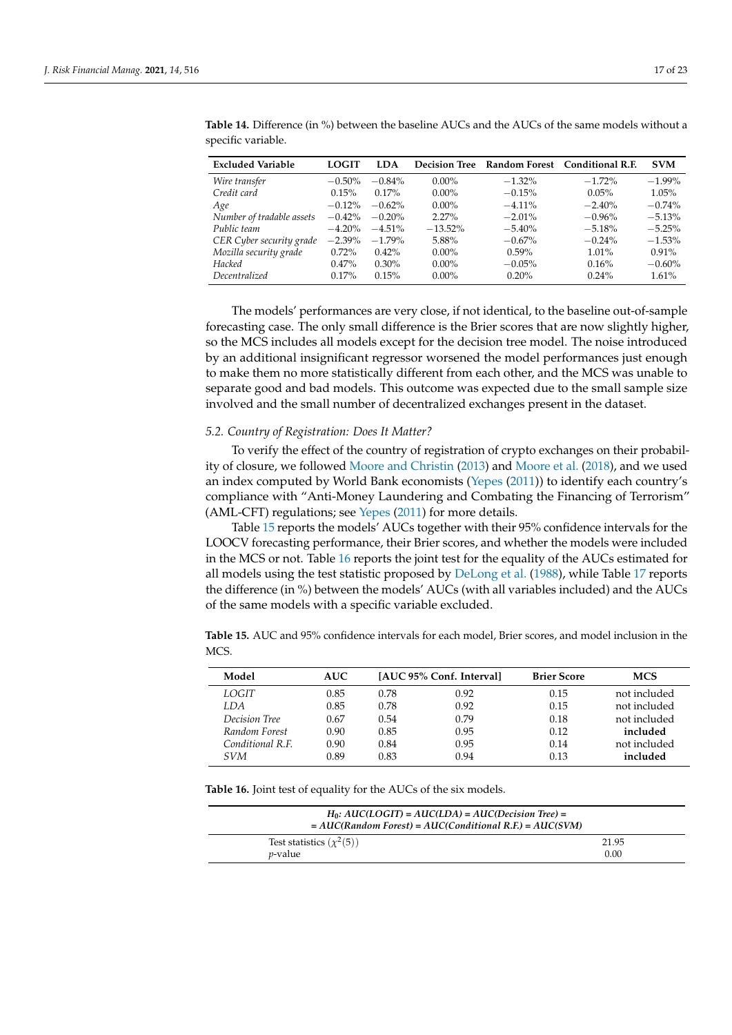**Table 14.** Difference (in %) between the baseline AUCs and the AUCs of the same models without a specific variable.

| Excluded Variable | LOGIT | LDA | Decision Tree | Random Forest | Conditional R.F. | SVM |
|---|---|---|---|---|---|---|
| *Wire transfer* | −0.50% | −0.84% | 0.00% | −1.32% | −1.72% | −1.99% |
| *Credit card* | 0.15% | 0.17% | 0.00% | −0.15% | 0.05% | 1.05% |
| *Age* | −0.12% | −0.62% | 0.00% | −4.11% | −2.40% | −0.74% |
| *Number of tradable assets* | −0.42% | −0.20% | 2.27% | −2.01% | −0.96% | −5.13% |
| *Public team* | −4.20% | −4.51% | −13.52% | −5.40% | −5.18% | −5.25% |
| *CER Cyber security grade* | −2.39% | −1.79% | 5.88% | −0.67% | −0.24% | −1.53% |
| *Mozilla security grade* | 0.72% | 0.42% | 0.00% | 0.59% | 1.01% | 0.91% |
| *Hacked* | 0.47% | 0.30% | 0.00% | −0.05% | 0.16% | −0.60% |
| *Decentralized* | 0.17% | 0.15% | 0.00% | 0.20% | 0.24% | 1.61% |

The models' performances are very close, if not identical, to the baseline out-of-sample forecasting case. The only small difference is the Brier scores that are now slightly higher, so the MCS includes all models except for the decision tree model. The noise introduced by an additional insignificant regressor worsened the model performances just enough to make them no more statistically different from each other, and the MCS was unable to separate good and bad models. This outcome was expected due to the small sample size involved and the small number of decentralized exchanges present in the dataset.

### *5.2. Country of Registration: Does It Matter?*

To verify the effect of the country of registration of crypto exchanges on their probability of closure, we followed Moore and Christin (2013) and Moore et al. (2018), and we used an index computed by World Bank economists (Yepes (2011)) to identify each country's compliance with "Anti-Money Laundering and Combating the Financing of Terrorism" (AML-CFT) regulations; see Yepes (2011) for more details.

Table 15 reports the models' AUCs together with their 95% confidence intervals for the LOOCV forecasting performance, their Brier scores, and whether the models were included in the MCS or not. Table 16 reports the joint test for the equality of the AUCs estimated for all models using the test statistic proposed by DeLong et al. (1988), while Table 17 reports the difference (in %) between the models' AUCs (with all variables included) and the AUCs of the same models with a specific variable excluded.

**Table 15.** AUC and 95% confidence intervals for each model, Brier scores, and model inclusion in the MCS.

| Model | AUC | [AUC 95% Conf. Interval] | | Brier Score | MCS |
|---|---|---|---|---|---|
| *LOGIT* | 0.85 | 0.78 | 0.92 | 0.15 | not included |
| *LDA* | 0.85 | 0.78 | 0.92 | 0.15 | not included |
| *Decision Tree* | 0.67 | 0.54 | 0.79 | 0.18 | not included |
| *Random Forest* | 0.90 | 0.85 | 0.95 | 0.12 | **included** |
| *Conditional R.F.* | 0.90 | 0.84 | 0.95 | 0.14 | not included |
| *SVM* | 0.89 | 0.83 | 0.94 | 0.13 | **included** |

**Table 16.** Joint test of equality for the AUCs of the six models.

| $H_0$: *AUC(LOGIT) = AUC(LDA) = AUC(Decision Tree) = = AUC(Random Forest) = AUC(Conditional R.F.) = AUC(SVM)* | |
|---|---|
| Test statistics ($\chi^2(5)$) | 21.95 |
| $p$-value | 0.00 |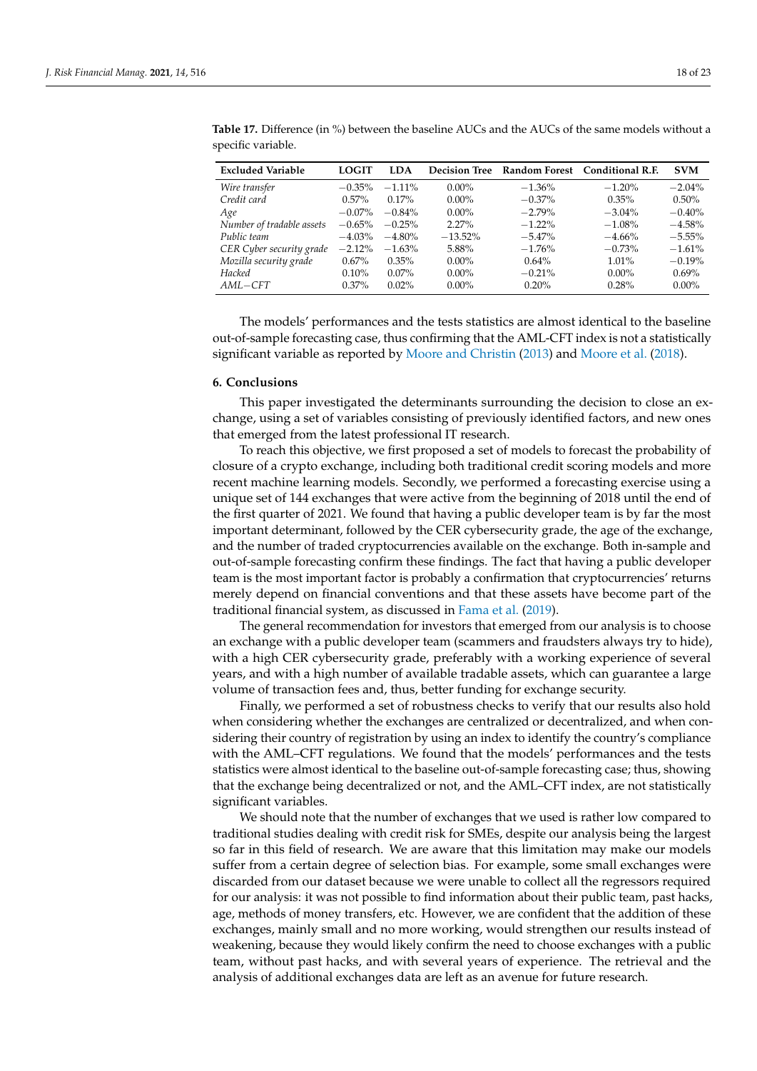**Table 17.** Difference (in %) between the baseline AUCs and the AUCs of the same models without a specific variable.

| Excluded Variable | LOGIT | LDA | Decision Tree | Random Forest | Conditional R.F. | SVM |
|---|---|---|---|---|---|---|
| *Wire transfer* | −0.35% | −1.11% | 0.00% | −1.36% | −1.20% | −2.04% |
| *Credit card* | 0.57% | 0.17% | 0.00% | −0.37% | 0.35% | 0.50% |
| *Age* | −0.07% | −0.84% | 0.00% | −2.79% | −3.04% | −0.40% |
| *Number of tradable assets* | −0.65% | −0.25% | 2.27% | −1.22% | −1.08% | −4.58% |
| *Public team* | −4.03% | −4.80% | −13.52% | −5.47% | −4.66% | −5.55% |
| *CER Cyber security grade* | −2.12% | −1.63% | 5.88% | −1.76% | −0.73% | −1.61% |
| *Mozilla security grade* | 0.67% | 0.35% | 0.00% | 0.64% | 1.01% | −0.19% |
| *Hacked* | 0.10% | 0.07% | 0.00% | −0.21% | 0.00% | 0.69% |
| *AML−CFT* | 0.37% | 0.02% | 0.00% | 0.20% | 0.28% | 0.00% |

The models' performances and the tests statistics are almost identical to the baseline out-of-sample forecasting case, thus confirming that the AML-CFT index is not a statistically significant variable as reported by Moore and Christin (2013) and Moore et al. (2018).

## 6. Conclusions

This paper investigated the determinants surrounding the decision to close an exchange, using a set of variables consisting of previously identified factors, and new ones that emerged from the latest professional IT research.

To reach this objective, we first proposed a set of models to forecast the probability of closure of a crypto exchange, including both traditional credit scoring models and more recent machine learning models. Secondly, we performed a forecasting exercise using a unique set of 144 exchanges that were active from the beginning of 2018 until the end of the first quarter of 2021. We found that having a public developer team is by far the most important determinant, followed by the CER cybersecurity grade, the age of the exchange, and the number of traded cryptocurrencies available on the exchange. Both in-sample and out-of-sample forecasting confirm these findings. The fact that having a public developer team is the most important factor is probably a confirmation that cryptocurrencies' returns merely depend on financial conventions and that these assets have become part of the traditional financial system, as discussed in Fama et al. (2019).

The general recommendation for investors that emerged from our analysis is to choose an exchange with a public developer team (scammers and fraudsters always try to hide), with a high CER cybersecurity grade, preferably with a working experience of several years, and with a high number of available tradable assets, which can guarantee a large volume of transaction fees and, thus, better funding for exchange security.

Finally, we performed a set of robustness checks to verify that our results also hold when considering whether the exchanges are centralized or decentralized, and when considering their country of registration by using an index to identify the country's compliance with the AML–CFT regulations. We found that the models' performances and the tests statistics were almost identical to the baseline out-of-sample forecasting case; thus, showing that the exchange being decentralized or not, and the AML–CFT index, are not statistically significant variables.

We should note that the number of exchanges that we used is rather low compared to traditional studies dealing with credit risk for SMEs, despite our analysis being the largest so far in this field of research. We are aware that this limitation may make our models suffer from a certain degree of selection bias. For example, some small exchanges were discarded from our dataset because we were unable to collect all the regressors required for our analysis: it was not possible to find information about their public team, past hacks, age, methods of money transfers, etc. However, we are confident that the addition of these exchanges, mainly small and no more working, would strengthen our results instead of weakening, because they would likely confirm the need to choose exchanges with a public team, without past hacks, and with several years of experience. The retrieval and the analysis of additional exchanges data are left as an avenue for future research.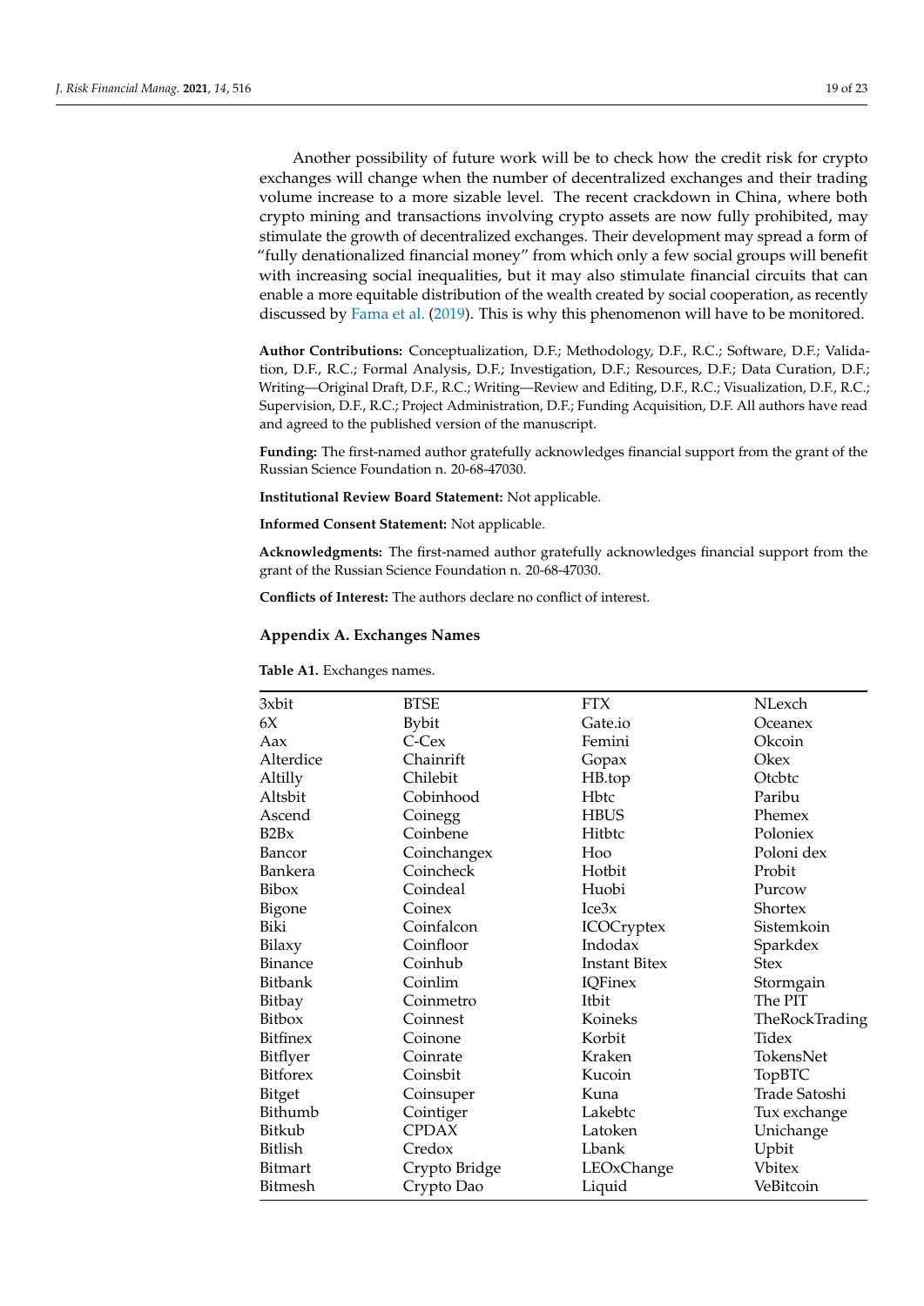Another possibility of future work will be to check how the credit risk for crypto exchanges will change when the number of decentralized exchanges and their trading volume increase to a more sizable level. The recent crackdown in China, where both crypto mining and transactions involving crypto assets are now fully prohibited, may stimulate the growth of decentralized exchanges. Their development may spread a form of "fully denationalized financial money" from which only a few social groups will benefit with increasing social inequalities, but it may also stimulate financial circuits that can enable a more equitable distribution of the wealth created by social cooperation, as recently discussed by Fama et al. (2019). This is why this phenomenon will have to be monitored.

**Author Contributions:** Conceptualization, D.F.; Methodology, D.F., R.C.; Software, D.F.; Validation, D.F., R.C.; Formal Analysis, D.F.; Investigation, D.F.; Resources, D.F.; Data Curation, D.F.; Writing—Original Draft, D.F., R.C.; Writing—Review and Editing, D.F., R.C.; Visualization, D.F., R.C.; Supervision, D.F., R.C.; Project Administration, D.F.; Funding Acquisition, D.F. All authors have read and agreed to the published version of the manuscript.

**Funding:** The first-named author gratefully acknowledges financial support from the grant of the Russian Science Foundation n. 20-68-47030.

**Institutional Review Board Statement:** Not applicable.

**Informed Consent Statement:** Not applicable.

**Acknowledgments:** The first-named author gratefully acknowledges financial support from the grant of the Russian Science Foundation n. 20-68-47030.

**Conflicts of Interest:** The authors declare no conflict of interest.

## Appendix A. Exchanges Names

**Table A1.** Exchanges names.

| | | | |
|---|---|---|---|
| 3xbit | BTSE | FTX | NLexch |
| 6X | Bybit | Gate.io | Oceanex |
| Aax | C-Cex | Femini | Okcoin |
| Alterdice | Chainrift | Gopax | Okex |
| Altilly | Chilebit | HB.top | Otcbtc |
| Altsbit | Cobinhood | Hbtc | Paribu |
| Ascend | Coinegg | HBUS | Phemex |
| B2Bx | Coinbene | Hitbtc | Poloniex |
| Bancor | Coinchangex | Hoo | Poloni dex |
| Bankera | Coincheck | Hotbit | Probit |
| Bibox | Coindeal | Huobi | Purcow |
| Bigone | Coinex | Ice3x | Shortex |
| Biki | Coinfalcon | ICOCryptex | Sistemkoin |
| Bilaxy | Coinfloor | Indodax | Sparkdex |
| Binance | Coinhub | Instant Bitex | Stex |
| Bitbank | Coinlim | IQFinex | Stormgain |
| Bitbay | Coinmetro | Itbit | The PIT |
| Bitbox | Coinnest | Koineks | TheRockTrading |
| Bitfinex | Coinone | Korbit | Tidex |
| Bitflyer | Coinrate | Kraken | TokensNet |
| Bitforex | Coinsbit | Kucoin | TopBTC |
| Bitget | Coinsuper | Kuna | Trade Satoshi |
| Bithumb | Cointiger | Lakebtc | Tux exchange |
| Bitkub | CPDAX | Latoken | Unichange |
| Bitlish | Credox | Lbank | Upbit |
| Bitmart | Crypto Bridge | LEOxChange | Vbitex |
| Bitmesh | Crypto Dao | Liquid | VeBitcoin |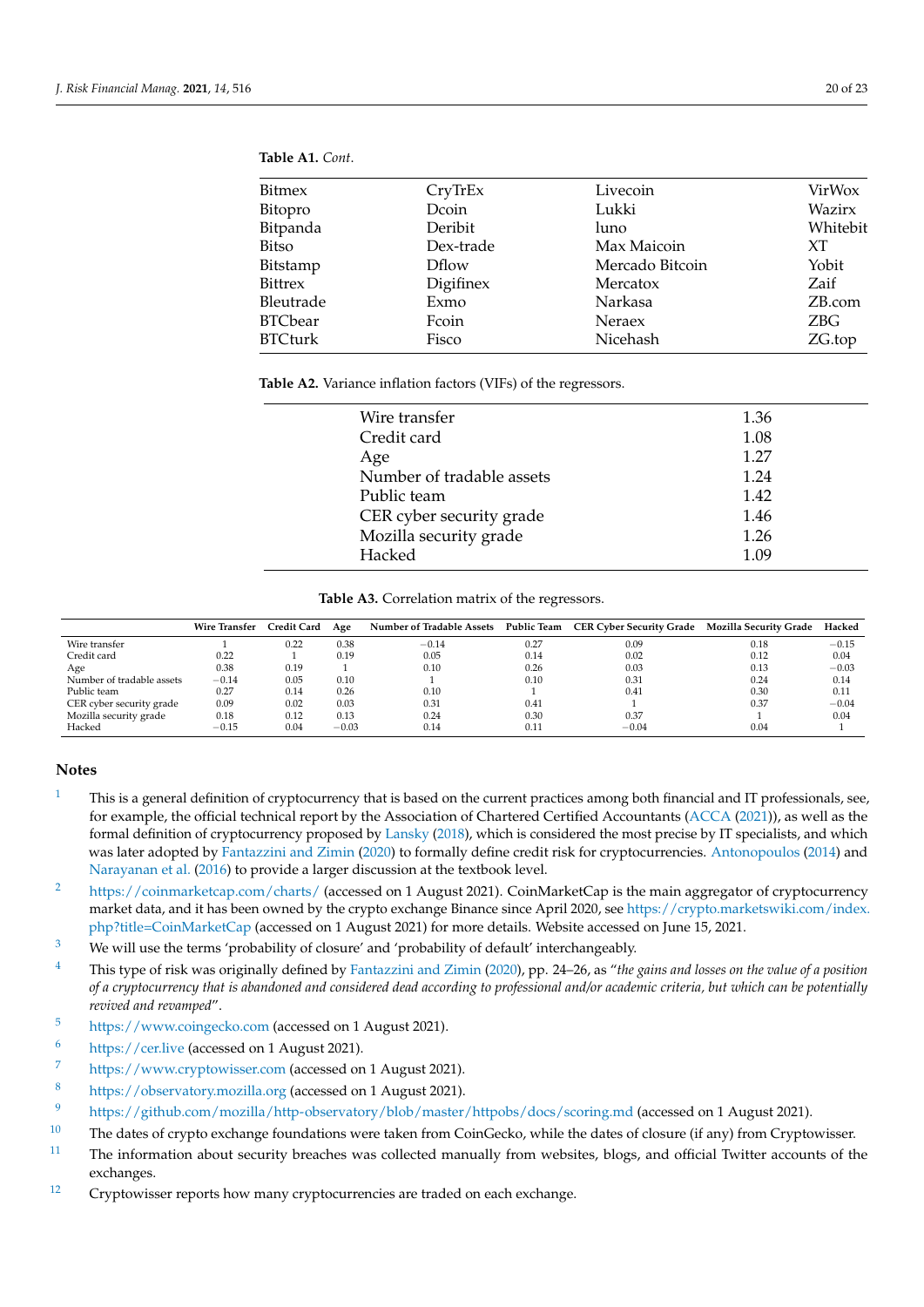**Table A1.** *Cont.*

| | | | |
|---|---|---|---|
| Bitmex | CryTrEx | Livecoin | VirWox |
| Bitopro | Dcoin | Lukki | Wazirx |
| Bitpanda | Deribit | luno | Whitebit |
| Bitso | Dex-trade | Max Maicoin | XT |
| Bitstamp | Dflow | Mercado Bitcoin | Yobit |
| Bittrex | Digifinex | Mercatox | Zaif |
| Bleutrade | Exmo | Narkasa | ZB.com |
| BTCbear | Fcoin | Neraex | ZBG |
| BTCturk | Fisco | Nicehash | ZG.top |

**Table A2.** Variance inflation factors (VIFs) of the regressors.

| | |
|---|---|
| Wire transfer | 1.36 |
| Credit card | 1.08 |
| Age | 1.27 |
| Number of tradable assets | 1.24 |
| Public team | 1.42 |
| CER cyber security grade | 1.46 |
| Mozilla security grade | 1.26 |
| Hacked | 1.09 |

**Table A3.** Correlation matrix of the regressors.

| | Wire Transfer | Credit Card | Age | Number of Tradable Assets | Public Team | CER Cyber Security Grade | Mozilla Security Grade | Hacked |
|---|---|---|---|---|---|---|---|---|
| Wire transfer | 1 | 0.22 | 0.38 | −0.14 | 0.27 | 0.09 | 0.18 | −0.15 |
| Credit card | 0.22 | 1 | 0.19 | 0.05 | 0.14 | 0.02 | 0.12 | 0.04 |
| Age | 0.38 | 0.19 | 1 | 0.10 | 0.26 | 0.03 | 0.13 | −0.03 |
| Number of tradable assets | −0.14 | 0.05 | 0.10 | 1 | 0.10 | 0.31 | 0.24 | 0.14 |
| Public team | 0.27 | 0.14 | 0.26 | 0.10 | 1 | 0.41 | 0.30 | 0.11 |
| CER cyber security grade | 0.09 | 0.02 | 0.03 | 0.31 | 0.41 | 1 | 0.37 | −0.04 |
| Mozilla security grade | 0.18 | 0.12 | 0.13 | 0.24 | 0.30 | 0.37 | 1 | 0.04 |
| Hacked | −0.15 | 0.04 | −0.03 | 0.14 | 0.11 | −0.04 | 0.04 | 1 |

## Notes

1. This is a general definition of cryptocurrency that is based on the current practices among both financial and IT professionals, see, for example, the official technical report by the Association of Chartered Certified Accountants (ACCA (2021)), as well as the formal definition of cryptocurrency proposed by Lansky (2018), which is considered the most precise by IT specialists, and which was later adopted by Fantazzini and Zimin (2020) to formally define credit risk for cryptocurrencies. Antonopoulos (2014) and Narayanan et al. (2016) to provide a larger discussion at the textbook level.
2. https://coinmarketcap.com/charts/ (accessed on 1 August 2021). CoinMarketCap is the main aggregator of cryptocurrency market data, and it has been owned by the crypto exchange Binance since April 2020, see https://crypto.marketswiki.com/index.php?title=CoinMarketCap (accessed on 1 August 2021) for more details. Website accessed on June 15, 2021.
3. We will use the terms 'probability of closure' and 'probability of default' interchangeably.
4. This type of risk was originally defined by Fantazzini and Zimin (2020), pp. 24–26, as "*the gains and losses on the value of a position of a cryptocurrency that is abandoned and considered dead according to professional and/or academic criteria, but which can be potentially revived and revamped*".
5. https://www.coingecko.com (accessed on 1 August 2021).
6. https://cer.live (accessed on 1 August 2021).
7. https://www.cryptowisser.com (accessed on 1 August 2021).
8. https://observatory.mozilla.org (accessed on 1 August 2021).
9. https://github.com/mozilla/http-observatory/blob/master/httpobs/docs/scoring.md (accessed on 1 August 2021).
10. The dates of crypto exchange foundations were taken from CoinGecko, while the dates of closure (if any) from Cryptowisser.
11. The information about security breaches was collected manually from websites, blogs, and official Twitter accounts of the exchanges.
12. Cryptowisser reports how many cryptocurrencies are traded on each exchange.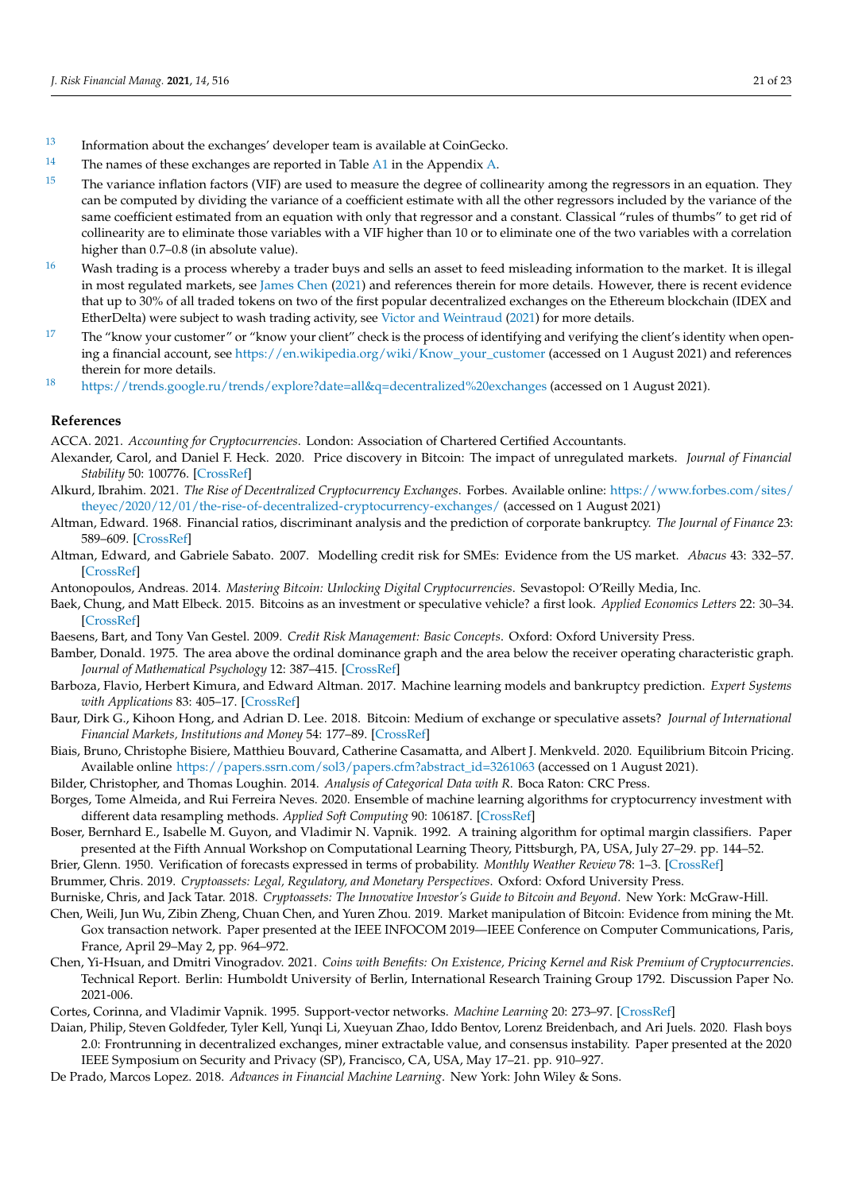[13] Information about the exchanges' developer team is available at CoinGecko.

[14] The names of these exchanges are reported in Table A1 in the Appendix A.

[15] The variance inflation factors (VIF) are used to measure the degree of collinearity among the regressors in an equation. They can be computed by dividing the variance of a coefficient estimate with all the other regressors included by the variance of the same coefficient estimated from an equation with only that regressor and a constant. Classical "rules of thumbs" to get rid of collinearity are to eliminate those variables with a VIF higher than 10 or to eliminate one of the two variables with a correlation higher than 0.7–0.8 (in absolute value).

[16] Wash trading is a process whereby a trader buys and sells an asset to feed misleading information to the market. It is illegal in most regulated markets, see James Chen (2021) and references therein for more details. However, there is recent evidence that up to 30% of all traded tokens on two of the first popular decentralized exchanges on the Ethereum blockchain (IDEX and EtherDelta) were subject to wash trading activity, see Victor and Weintraud (2021) for more details.

[17] The "know your customer" or "know your client" check is the process of identifying and verifying the client's identity when opening a financial account, see https://en.wikipedia.org/wiki/Know_your_customer (accessed on 1 August 2021) and references therein for more details.

[18] https://trends.google.ru/trends/explore?date=all&q=decentralized%20exchanges (accessed on 1 August 2021).

## References

ACCA. 2021. *Accounting for Cryptocurrencies*. London: Association of Chartered Certified Accountants.

Alexander, Carol, and Daniel F. Heck. 2020. Price discovery in Bitcoin: The impact of unregulated markets. *Journal of Financial Stability* 50: 100776. [CrossRef]

Alkurd, Ibrahim. 2021. *The Rise of Decentralized Cryptocurrency Exchanges*. Forbes. Available online: https://www.forbes.com/sites/theyec/2020/12/01/the-rise-of-decentralized-cryptocurrency-exchanges/ (accessed on 1 August 2021)

Altman, Edward. 1968. Financial ratios, discriminant analysis and the prediction of corporate bankruptcy. *The Journal of Finance* 23: 589–609. [CrossRef]

Altman, Edward, and Gabriele Sabato. 2007. Modelling credit risk for SMEs: Evidence from the US market. *Abacus* 43: 332–57. [CrossRef]

Antonopoulos, Andreas. 2014. *Mastering Bitcoin: Unlocking Digital Cryptocurrencies*. Sevastopol: O'Reilly Media, Inc.

Baek, Chung, and Matt Elbeck. 2015. Bitcoins as an investment or speculative vehicle? a first look. *Applied Economics Letters* 22: 30–34. [CrossRef]

Baesens, Bart, and Tony Van Gestel. 2009. *Credit Risk Management: Basic Concepts*. Oxford: Oxford University Press.

Bamber, Donald. 1975. The area above the ordinal dominance graph and the area below the receiver operating characteristic graph. *Journal of Mathematical Psychology* 12: 387–415. [CrossRef]

Barboza, Flavio, Herbert Kimura, and Edward Altman. 2017. Machine learning models and bankruptcy prediction. *Expert Systems with Applications* 83: 405–17. [CrossRef]

Baur, Dirk G., Kihoon Hong, and Adrian D. Lee. 2018. Bitcoin: Medium of exchange or speculative assets? *Journal of International Financial Markets, Institutions and Money* 54: 177–89. [CrossRef]

Biais, Bruno, Christophe Bisiere, Matthieu Bouvard, Catherine Casamatta, and Albert J. Menkveld. 2020. Equilibrium Bitcoin Pricing. Available online https://papers.ssrn.com/sol3/papers.cfm?abstract_id=3261063 (accessed on 1 August 2021).

Bilder, Christopher, and Thomas Loughin. 2014. *Analysis of Categorical Data with R*. Boca Raton: CRC Press.

Borges, Tome Almeida, and Rui Ferreira Neves. 2020. Ensemble of machine learning algorithms for cryptocurrency investment with different data resampling methods. *Applied Soft Computing* 90: 106187. [CrossRef]

Boser, Bernhard E., Isabelle M. Guyon, and Vladimir N. Vapnik. 1992. A training algorithm for optimal margin classifiers. Paper presented at the Fifth Annual Workshop on Computational Learning Theory, Pittsburgh, PA, USA, July 27–29. pp. 144–52.

Brier, Glenn. 1950. Verification of forecasts expressed in terms of probability. *Monthly Weather Review* 78: 1–3. [CrossRef]

Brummer, Chris. 2019. *Cryptoassets: Legal, Regulatory, and Monetary Perspectives*. Oxford: Oxford University Press.

Burniske, Chris, and Jack Tatar. 2018. *Cryptoassets: The Innovative Investor's Guide to Bitcoin and Beyond*. New York: McGraw-Hill.

Chen, Weili, Jun Wu, Zibin Zheng, Chuan Chen, and Yuren Zhou. 2019. Market manipulation of Bitcoin: Evidence from mining the Mt. Gox transaction network. Paper presented at the IEEE INFOCOM 2019—IEEE Conference on Computer Communications, Paris, France, April 29–May 2, pp. 964–972.

Chen, Yi-Hsuan, and Dmitri Vinogradov. 2021. *Coins with Benefits: On Existence, Pricing Kernel and Risk Premium of Cryptocurrencies*. Technical Report. Berlin: Humboldt University of Berlin, International Research Training Group 1792. Discussion Paper No. 2021-006.

Cortes, Corinna, and Vladimir Vapnik. 1995. Support-vector networks. *Machine Learning* 20: 273–97. [CrossRef]

Daian, Philip, Steven Goldfeder, Tyler Kell, Yunqi Li, Xueyuan Zhao, Iddo Bentov, Lorenz Breidenbach, and Ari Juels. 2020. Flash boys 2.0: Frontrunning in decentralized exchanges, miner extractable value, and consensus instability. Paper presented at the 2020 IEEE Symposium on Security and Privacy (SP), Francisco, CA, USA, May 17–21. pp. 910–927.

De Prado, Marcos Lopez. 2018. *Advances in Financial Machine Learning*. New York: John Wiley & Sons.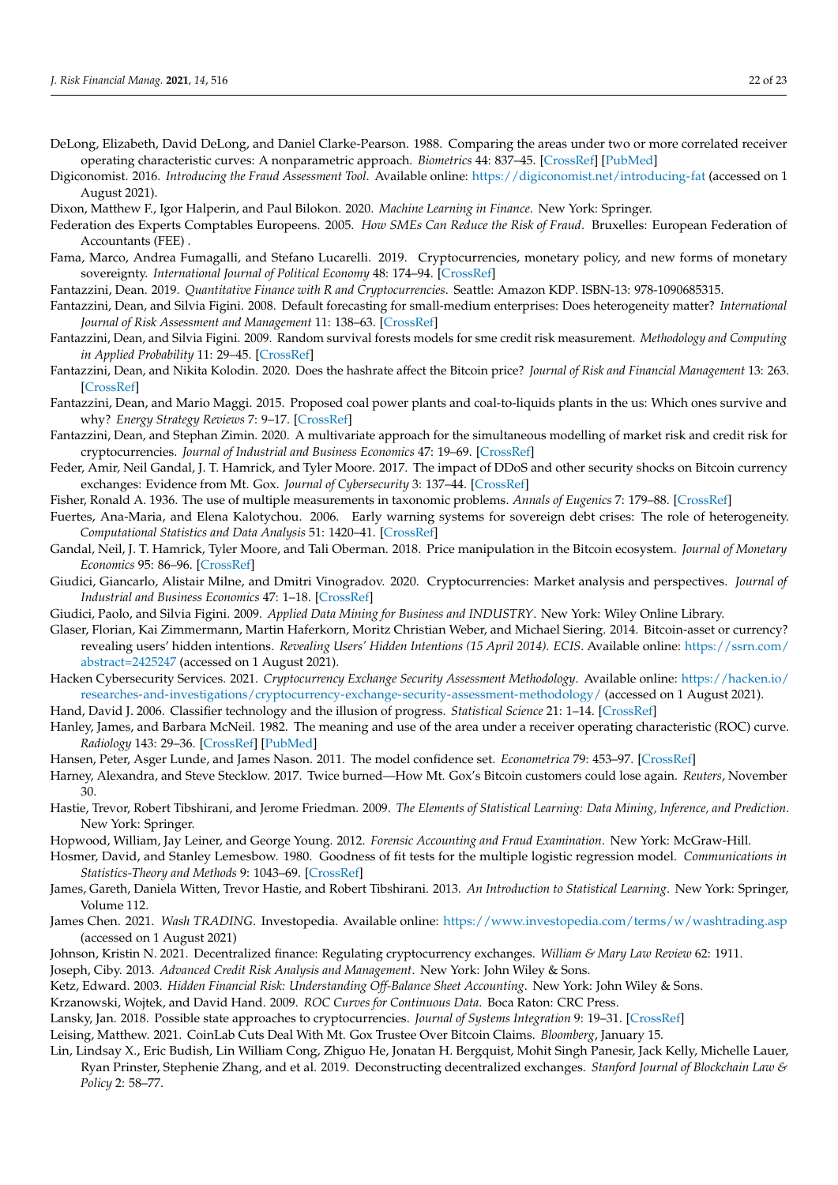DeLong, Elizabeth, David DeLong, and Daniel Clarke-Pearson. 1988. Comparing the areas under two or more correlated receiver operating characteristic curves: A nonparametric approach. *Biometrics* 44: 837–45. [CrossRef] [PubMed]

Digiconomist. 2016. *Introducing the Fraud Assessment Tool*. Available online: https://digiconomist.net/introducing-fat (accessed on 1 August 2021).

Dixon, Matthew F., Igor Halperin, and Paul Bilokon. 2020. *Machine Learning in Finance*. New York: Springer.

Federation des Experts Comptables Europeens. 2005. *How SMEs Can Reduce the Risk of Fraud*. Bruxelles: European Federation of Accountants (FEE) .

Fama, Marco, Andrea Fumagalli, and Stefano Lucarelli. 2019. Cryptocurrencies, monetary policy, and new forms of monetary sovereignty. *International Journal of Political Economy* 48: 174–94. [CrossRef]

Fantazzini, Dean. 2019. *Quantitative Finance with R and Cryptocurrencies*. Seattle: Amazon KDP. ISBN-13: 978-1090685315.

Fantazzini, Dean, and Silvia Figini. 2008. Default forecasting for small-medium enterprises: Does heterogeneity matter? *International Journal of Risk Assessment and Management* 11: 138–63. [CrossRef]

Fantazzini, Dean, and Silvia Figini. 2009. Random survival forests models for sme credit risk measurement. *Methodology and Computing in Applied Probability* 11: 29–45. [CrossRef]

Fantazzini, Dean, and Nikita Kolodin. 2020. Does the hashrate affect the Bitcoin price? *Journal of Risk and Financial Management* 13: 263. [CrossRef]

Fantazzini, Dean, and Mario Maggi. 2015. Proposed coal power plants and coal-to-liquids plants in the us: Which ones survive and why? *Energy Strategy Reviews* 7: 9–17. [CrossRef]

Fantazzini, Dean, and Stephan Zimin. 2020. A multivariate approach for the simultaneous modelling of market risk and credit risk for cryptocurrencies. *Journal of Industrial and Business Economics* 47: 19–69. [CrossRef]

Feder, Amir, Neil Gandal, J. T. Hamrick, and Tyler Moore. 2017. The impact of DDoS and other security shocks on Bitcoin currency exchanges: Evidence from Mt. Gox. *Journal of Cybersecurity* 3: 137–44. [CrossRef]

Fisher, Ronald A. 1936. The use of multiple measurements in taxonomic problems. *Annals of Eugenics* 7: 179–88. [CrossRef]

Fuertes, Ana-Maria, and Elena Kalotychou. 2006. Early warning systems for sovereign debt crises: The role of heterogeneity. *Computational Statistics and Data Analysis* 51: 1420–41. [CrossRef]

Gandal, Neil, J. T. Hamrick, Tyler Moore, and Tali Oberman. 2018. Price manipulation in the Bitcoin ecosystem. *Journal of Monetary Economics* 95: 86–96. [CrossRef]

Giudici, Giancarlo, Alistair Milne, and Dmitri Vinogradov. 2020. Cryptocurrencies: Market analysis and perspectives. *Journal of Industrial and Business Economics* 47: 1–18. [CrossRef]

Giudici, Paolo, and Silvia Figini. 2009. *Applied Data Mining for Business and INDUSTRY*. New York: Wiley Online Library.

Glaser, Florian, Kai Zimmermann, Martin Haferkorn, Moritz Christian Weber, and Michael Siering. 2014. Bitcoin-asset or currency? revealing users' hidden intentions. *Revealing Users' Hidden Intentions (15 April 2014). ECIS*. Available online: https://ssrn.com/abstract=2425247 (accessed on 1 August 2021).

Hacken Cybersecurity Services. 2021. *Cryptocurrency Exchange Security Assessment Methodology*. Available online: https://hacken.io/researches-and-investigations/cryptocurrency-exchange-security-assessment-methodology/ (accessed on 1 August 2021).

Hand, David J. 2006. Classifier technology and the illusion of progress. *Statistical Science* 21: 1–14. [CrossRef]

Hanley, James, and Barbara McNeil. 1982. The meaning and use of the area under a receiver operating characteristic (ROC) curve. *Radiology* 143: 29–36. [CrossRef] [PubMed]

Hansen, Peter, Asger Lunde, and James Nason. 2011. The model confidence set. *Econometrica* 79: 453–97. [CrossRef]

Harney, Alexandra, and Steve Stecklow. 2017. Twice burned—How Mt. Gox's Bitcoin customers could lose again. *Reuters*, November 30.

Hastie, Trevor, Robert Tibshirani, and Jerome Friedman. 2009. *The Elements of Statistical Learning: Data Mining, Inference, and Prediction*. New York: Springer.

Hopwood, William, Jay Leiner, and George Young. 2012. *Forensic Accounting and Fraud Examination*. New York: McGraw-Hill.

Hosmer, David, and Stanley Lemesbow. 1980. Goodness of fit tests for the multiple logistic regression model. *Communications in Statistics-Theory and Methods* 9: 1043–69. [CrossRef]

James, Gareth, Daniela Witten, Trevor Hastie, and Robert Tibshirani. 2013. *An Introduction to Statistical Learning*. New York: Springer, Volume 112.

James Chen. 2021. *Wash TRADING*. Investopedia. Available online: https://www.investopedia.com/terms/w/washtrading.asp (accessed on 1 August 2021)

Johnson, Kristin N. 2021. Decentralized finance: Regulating cryptocurrency exchanges. *William & Mary Law Review* 62: 1911.

Joseph, Ciby. 2013. *Advanced Credit Risk Analysis and Management*. New York: John Wiley & Sons.

Ketz, Edward. 2003. *Hidden Financial Risk: Understanding Off-Balance Sheet Accounting*. New York: John Wiley & Sons.

Krzanowski, Wojtek, and David Hand. 2009. *ROC Curves for Continuous Data*. Boca Raton: CRC Press.

Lansky, Jan. 2018. Possible state approaches to cryptocurrencies. *Journal of Systems Integration* 9: 19–31. [CrossRef]

Leising, Matthew. 2021. CoinLab Cuts Deal With Mt. Gox Trustee Over Bitcoin Claims. *Bloomberg*, January 15.

Lin, Lindsay X., Eric Budish, Lin William Cong, Zhiguo He, Jonatan H. Bergquist, Mohit Singh Panesir, Jack Kelly, Michelle Lauer, Ryan Prinster, Stephenie Zhang, and et al. 2019. Deconstructing decentralized exchanges. *Stanford Journal of Blockchain Law & Policy* 2: 58–77.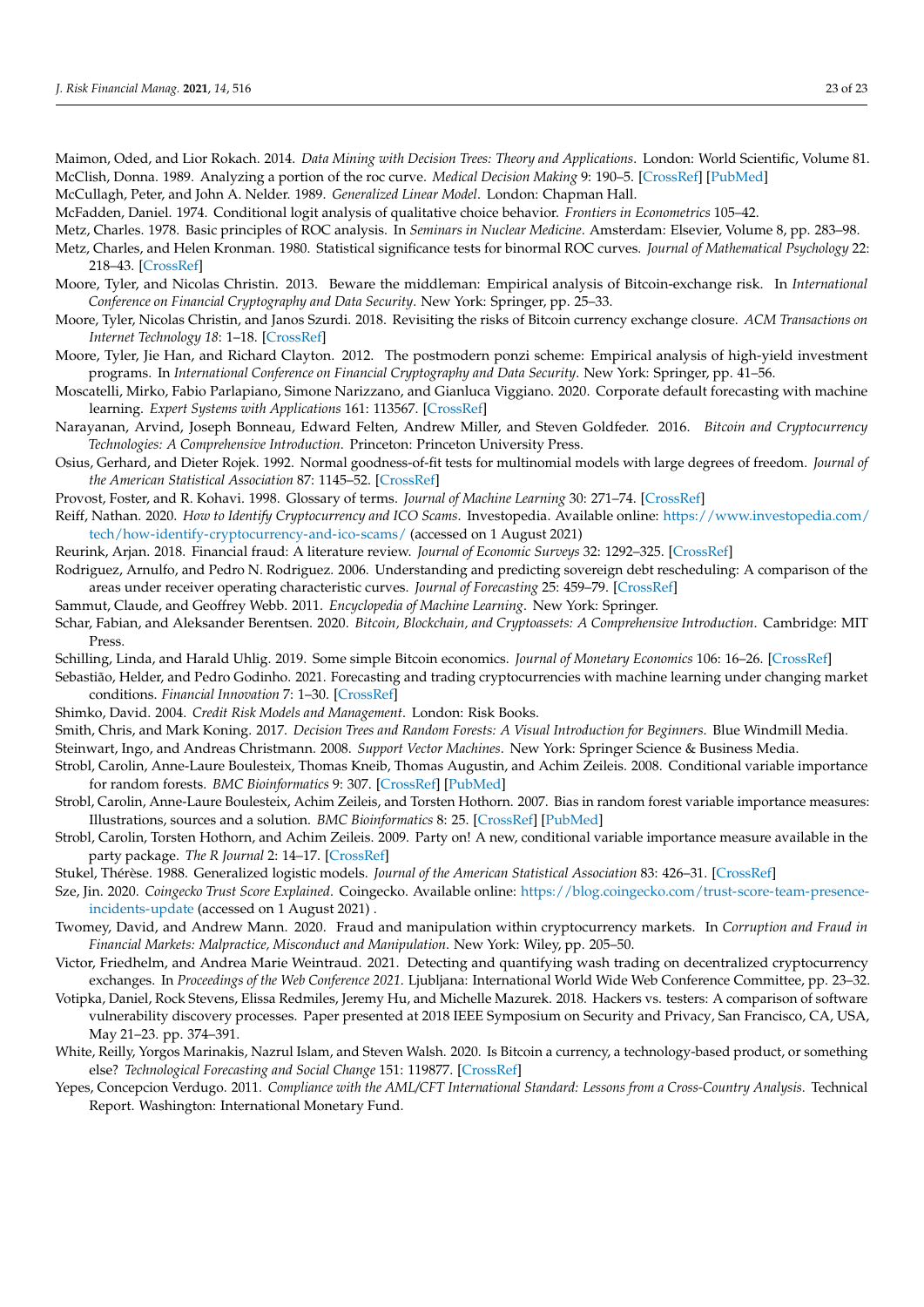Maimon, Oded, and Lior Rokach. 2014. *Data Mining with Decision Trees: Theory and Applications*. London: World Scientific, Volume 81.

McClish, Donna. 1989. Analyzing a portion of the roc curve. *Medical Decision Making* 9: 190–5. [CrossRef] [PubMed]

McCullagh, Peter, and John A. Nelder. 1989. *Generalized Linear Model*. London: Chapman Hall.

McFadden, Daniel. 1974. Conditional logit analysis of qualitative choice behavior. *Frontiers in Econometrics* 105–42.

Metz, Charles. 1978. Basic principles of ROC analysis. In *Seminars in Nuclear Medicine*. Amsterdam: Elsevier, Volume 8, pp. 283–98.

Metz, Charles, and Helen Kronman. 1980. Statistical significance tests for binormal ROC curves. *Journal of Mathematical Psychology* 22: 218–43. [CrossRef]

Moore, Tyler, and Nicolas Christin. 2013. Beware the middleman: Empirical analysis of Bitcoin-exchange risk. In *International Conference on Financial Cryptography and Data Security*. New York: Springer, pp. 25–33.

Moore, Tyler, Nicolas Christin, and Janos Szurdi. 2018. Revisiting the risks of Bitcoin currency exchange closure. *ACM Transactions on Internet Technology 18*: 1–18. [CrossRef]

Moore, Tyler, Jie Han, and Richard Clayton. 2012. The postmodern ponzi scheme: Empirical analysis of high-yield investment programs. In *International Conference on Financial Cryptography and Data Security*. New York: Springer, pp. 41–56.

Moscatelli, Mirko, Fabio Parlapiano, Simone Narizzano, and Gianluca Viggiano. 2020. Corporate default forecasting with machine learning. *Expert Systems with Applications* 161: 113567. [CrossRef]

Narayanan, Arvind, Joseph Bonneau, Edward Felten, Andrew Miller, and Steven Goldfeder. 2016. *Bitcoin and Cryptocurrency Technologies: A Comprehensive Introduction*. Princeton: Princeton University Press.

Osius, Gerhard, and Dieter Rojek. 1992. Normal goodness-of-fit tests for multinomial models with large degrees of freedom. *Journal of the American Statistical Association* 87: 1145–52. [CrossRef]

Provost, Foster, and R. Kohavi. 1998. Glossary of terms. *Journal of Machine Learning* 30: 271–74. [CrossRef]

Reiff, Nathan. 2020. *How to Identify Cryptocurrency and ICO Scams*. Investopedia. Available online: https://www.investopedia.com/tech/how-identify-cryptocurrency-and-ico-scams/ (accessed on 1 August 2021)

Reurink, Arjan. 2018. Financial fraud: A literature review. *Journal of Economic Surveys* 32: 1292–325. [CrossRef]

Rodriguez, Arnulfo, and Pedro N. Rodriguez. 2006. Understanding and predicting sovereign debt rescheduling: A comparison of the areas under receiver operating characteristic curves. *Journal of Forecasting* 25: 459–79. [CrossRef]

Sammut, Claude, and Geoffrey Webb. 2011. *Encyclopedia of Machine Learning*. New York: Springer.

Schar, Fabian, and Aleksander Berentsen. 2020. *Bitcoin, Blockchain, and Cryptoassets: A Comprehensive Introduction*. Cambridge: MIT Press.

Schilling, Linda, and Harald Uhlig. 2019. Some simple Bitcoin economics. *Journal of Monetary Economics* 106: 16–26. [CrossRef]

Sebastião, Helder, and Pedro Godinho. 2021. Forecasting and trading cryptocurrencies with machine learning under changing market conditions. *Financial Innovation* 7: 1–30. [CrossRef]

Shimko, David. 2004. *Credit Risk Models and Management*. London: Risk Books.

Smith, Chris, and Mark Koning. 2017. *Decision Trees and Random Forests: A Visual Introduction for Beginners*. Blue Windmill Media.

Steinwart, Ingo, and Andreas Christmann. 2008. *Support Vector Machines*. New York: Springer Science & Business Media.

Strobl, Carolin, Anne-Laure Boulesteix, Thomas Kneib, Thomas Augustin, and Achim Zeileis. 2008. Conditional variable importance for random forests. *BMC Bioinformatics* 9: 307. [CrossRef] [PubMed]

Strobl, Carolin, Anne-Laure Boulesteix, Achim Zeileis, and Torsten Hothorn. 2007. Bias in random forest variable importance measures: Illustrations, sources and a solution. *BMC Bioinformatics* 8: 25. [CrossRef] [PubMed]

Strobl, Carolin, Torsten Hothorn, and Achim Zeileis. 2009. Party on! A new, conditional variable importance measure available in the party package. *The R Journal* 2: 14–17. [CrossRef]

Stukel, Thérèse. 1988. Generalized logistic models. *Journal of the American Statistical Association* 83: 426–31. [CrossRef]

Sze, Jin. 2020. *Coingecko Trust Score Explained*. Coingecko. Available online: https://blog.coingecko.com/trust-score-team-presence-incidents-update (accessed on 1 August 2021) .

Twomey, David, and Andrew Mann. 2020. Fraud and manipulation within cryptocurrency markets. In *Corruption and Fraud in Financial Markets: Malpractice, Misconduct and Manipulation*. New York: Wiley, pp. 205–50.

Victor, Friedhelm, and Andrea Marie Weintraud. 2021. Detecting and quantifying wash trading on decentralized cryptocurrency exchanges. In *Proceedings of the Web Conference 2021*. Ljubljana: International World Wide Web Conference Committee, pp. 23–32.

Votipka, Daniel, Rock Stevens, Elissa Redmiles, Jeremy Hu, and Michelle Mazurek. 2018. Hackers vs. testers: A comparison of software vulnerability discovery processes. Paper presented at 2018 IEEE Symposium on Security and Privacy, San Francisco, CA, USA, May 21–23. pp. 374–391.

White, Reilly, Yorgos Marinakis, Nazrul Islam, and Steven Walsh. 2020. Is Bitcoin a currency, a technology-based product, or something else? *Technological Forecasting and Social Change* 151: 119877. [CrossRef]

Yepes, Concepcion Verdugo. 2011. *Compliance with the AML/CFT International Standard: Lessons from a Cross-Country Analysis*. Technical Report. Washington: International Monetary Fund.